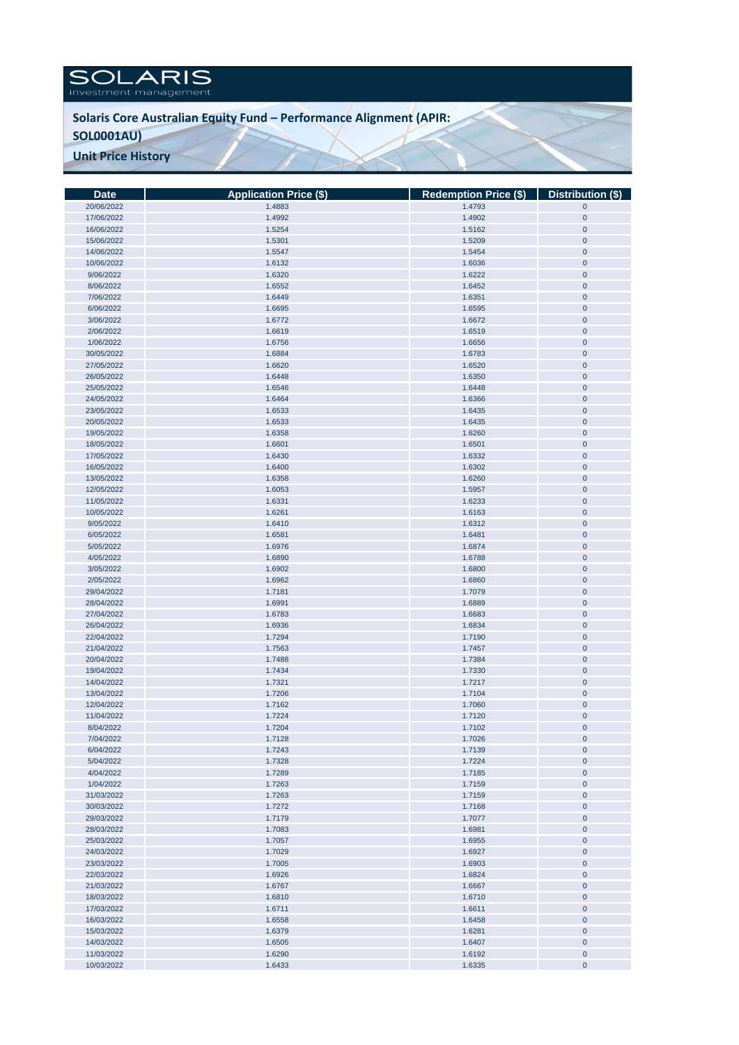SOLARIS
investment management

## Solaris Core Australian Equity Fund – Performance Alignment (APIR: SOL0001AU)

## Unit Price History

| Date | Application Price ($) | Redemption Price ($) | Distribution ($) |
|---|---|---|---|
| 20/06/2022 | 1.4883 | 1.4793 | 0 |
| 17/06/2022 | 1.4992 | 1.4902 | 0 |
| 16/06/2022 | 1.5254 | 1.5162 | 0 |
| 15/06/2022 | 1.5301 | 1.5209 | 0 |
| 14/06/2022 | 1.5547 | 1.5454 | 0 |
| 10/06/2022 | 1.6132 | 1.6036 | 0 |
| 9/06/2022 | 1.6320 | 1.6222 | 0 |
| 8/06/2022 | 1.6552 | 1.6452 | 0 |
| 7/06/2022 | 1.6449 | 1.6351 | 0 |
| 6/06/2022 | 1.6695 | 1.6595 | 0 |
| 3/06/2022 | 1.6772 | 1.6672 | 0 |
| 2/06/2022 | 1.6619 | 1.6519 | 0 |
| 1/06/2022 | 1.6756 | 1.6656 | 0 |
| 30/05/2022 | 1.6884 | 1.6783 | 0 |
| 27/05/2022 | 1.6620 | 1.6520 | 0 |
| 26/05/2022 | 1.6448 | 1.6350 | 0 |
| 25/05/2022 | 1.6546 | 1.6448 | 0 |
| 24/05/2022 | 1.6464 | 1.6366 | 0 |
| 23/05/2022 | 1.6533 | 1.6435 | 0 |
| 20/05/2022 | 1.6533 | 1.6435 | 0 |
| 19/05/2022 | 1.6358 | 1.6260 | 0 |
| 18/05/2022 | 1.6601 | 1.6501 | 0 |
| 17/05/2022 | 1.6430 | 1.6332 | 0 |
| 16/05/2022 | 1.6400 | 1.6302 | 0 |
| 13/05/2022 | 1.6358 | 1.6260 | 0 |
| 12/05/2022 | 1.6053 | 1.5957 | 0 |
| 11/05/2022 | 1.6331 | 1.6233 | 0 |
| 10/05/2022 | 1.6261 | 1.6163 | 0 |
| 9/05/2022 | 1.6410 | 1.6312 | 0 |
| 6/05/2022 | 1.6581 | 1.6481 | 0 |
| 5/05/2022 | 1.6976 | 1.6874 | 0 |
| 4/05/2022 | 1.6890 | 1.6788 | 0 |
| 3/05/2022 | 1.6902 | 1.6800 | 0 |
| 2/05/2022 | 1.6962 | 1.6860 | 0 |
| 29/04/2022 | 1.7181 | 1.7079 | 0 |
| 28/04/2022 | 1.6991 | 1.6889 | 0 |
| 27/04/2022 | 1.6783 | 1.6683 | 0 |
| 26/04/2022 | 1.6936 | 1.6834 | 0 |
| 22/04/2022 | 1.7294 | 1.7190 | 0 |
| 21/04/2022 | 1.7563 | 1.7457 | 0 |
| 20/04/2022 | 1.7488 | 1.7384 | 0 |
| 19/04/2022 | 1.7434 | 1.7330 | 0 |
| 14/04/2022 | 1.7321 | 1.7217 | 0 |
| 13/04/2022 | 1.7206 | 1.7104 | 0 |
| 12/04/2022 | 1.7162 | 1.7060 | 0 |
| 11/04/2022 | 1.7224 | 1.7120 | 0 |
| 8/04/2022 | 1.7204 | 1.7102 | 0 |
| 7/04/2022 | 1.7128 | 1.7026 | 0 |
| 6/04/2022 | 1.7243 | 1.7139 | 0 |
| 5/04/2022 | 1.7328 | 1.7224 | 0 |
| 4/04/2022 | 1.7289 | 1.7185 | 0 |
| 1/04/2022 | 1.7263 | 1.7159 | 0 |
| 31/03/2022 | 1.7263 | 1.7159 | 0 |
| 30/03/2022 | 1.7272 | 1.7168 | 0 |
| 29/03/2022 | 1.7179 | 1.7077 | 0 |
| 28/03/2022 | 1.7083 | 1.6981 | 0 |
| 25/03/2022 | 1.7057 | 1.6955 | 0 |
| 24/03/2022 | 1.7029 | 1.6927 | 0 |
| 23/03/2022 | 1.7005 | 1.6903 | 0 |
| 22/03/2022 | 1.6926 | 1.6824 | 0 |
| 21/03/2022 | 1.6767 | 1.6667 | 0 |
| 18/03/2022 | 1.6810 | 1.6710 | 0 |
| 17/03/2022 | 1.6711 | 1.6611 | 0 |
| 16/03/2022 | 1.6558 | 1.6458 | 0 |
| 15/03/2022 | 1.6379 | 1.6281 | 0 |
| 14/03/2022 | 1.6505 | 1.6407 | 0 |
| 11/03/2022 | 1.6290 | 1.6192 | 0 |
| 10/03/2022 | 1.6433 | 1.6335 | 0 |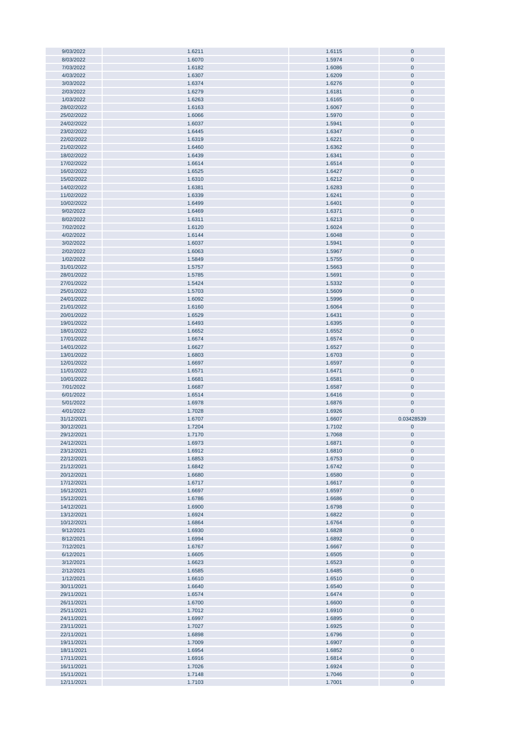| | | | |
|---|---|---|---|
| 9/03/2022 | 1.6211 | 1.6115 | 0 |
| 8/03/2022 | 1.6070 | 1.5974 | 0 |
| 7/03/2022 | 1.6182 | 1.6086 | 0 |
| 4/03/2022 | 1.6307 | 1.6209 | 0 |
| 3/03/2022 | 1.6374 | 1.6276 | 0 |
| 2/03/2022 | 1.6279 | 1.6181 | 0 |
| 1/03/2022 | 1.6263 | 1.6165 | 0 |
| 28/02/2022 | 1.6163 | 1.6067 | 0 |
| 25/02/2022 | 1.6066 | 1.5970 | 0 |
| 24/02/2022 | 1.6037 | 1.5941 | 0 |
| 23/02/2022 | 1.6445 | 1.6347 | 0 |
| 22/02/2022 | 1.6319 | 1.6221 | 0 |
| 21/02/2022 | 1.6460 | 1.6362 | 0 |
| 18/02/2022 | 1.6439 | 1.6341 | 0 |
| 17/02/2022 | 1.6614 | 1.6514 | 0 |
| 16/02/2022 | 1.6525 | 1.6427 | 0 |
| 15/02/2022 | 1.6310 | 1.6212 | 0 |
| 14/02/2022 | 1.6381 | 1.6283 | 0 |
| 11/02/2022 | 1.6339 | 1.6241 | 0 |
| 10/02/2022 | 1.6499 | 1.6401 | 0 |
| 9/02/2022 | 1.6469 | 1.6371 | 0 |
| 8/02/2022 | 1.6311 | 1.6213 | 0 |
| 7/02/2022 | 1.6120 | 1.6024 | 0 |
| 4/02/2022 | 1.6144 | 1.6048 | 0 |
| 3/02/2022 | 1.6037 | 1.5941 | 0 |
| 2/02/2022 | 1.6063 | 1.5967 | 0 |
| 1/02/2022 | 1.5849 | 1.5755 | 0 |
| 31/01/2022 | 1.5757 | 1.5663 | 0 |
| 28/01/2022 | 1.5785 | 1.5691 | 0 |
| 27/01/2022 | 1.5424 | 1.5332 | 0 |
| 25/01/2022 | 1.5703 | 1.5609 | 0 |
| 24/01/2022 | 1.6092 | 1.5996 | 0 |
| 21/01/2022 | 1.6160 | 1.6064 | 0 |
| 20/01/2022 | 1.6529 | 1.6431 | 0 |
| 19/01/2022 | 1.6493 | 1.6395 | 0 |
| 18/01/2022 | 1.6652 | 1.6552 | 0 |
| 17/01/2022 | 1.6674 | 1.6574 | 0 |
| 14/01/2022 | 1.6627 | 1.6527 | 0 |
| 13/01/2022 | 1.6803 | 1.6703 | 0 |
| 12/01/2022 | 1.6697 | 1.6597 | 0 |
| 11/01/2022 | 1.6571 | 1.6471 | 0 |
| 10/01/2022 | 1.6681 | 1.6581 | 0 |
| 7/01/2022 | 1.6687 | 1.6587 | 0 |
| 6/01/2022 | 1.6514 | 1.6416 | 0 |
| 5/01/2022 | 1.6978 | 1.6876 | 0 |
| 4/01/2022 | 1.7028 | 1.6926 | 0 |
| 31/12/2021 | 1.6707 | 1.6607 | 0.03428539 |
| 30/12/2021 | 1.7204 | 1.7102 | 0 |
| 29/12/2021 | 1.7170 | 1.7068 | 0 |
| 24/12/2021 | 1.6973 | 1.6871 | 0 |
| 23/12/2021 | 1.6912 | 1.6810 | 0 |
| 22/12/2021 | 1.6853 | 1.6753 | 0 |
| 21/12/2021 | 1.6842 | 1.6742 | 0 |
| 20/12/2021 | 1.6680 | 1.6580 | 0 |
| 17/12/2021 | 1.6717 | 1.6617 | 0 |
| 16/12/2021 | 1.6697 | 1.6597 | 0 |
| 15/12/2021 | 1.6786 | 1.6686 | 0 |
| 14/12/2021 | 1.6900 | 1.6798 | 0 |
| 13/12/2021 | 1.6924 | 1.6822 | 0 |
| 10/12/2021 | 1.6864 | 1.6764 | 0 |
| 9/12/2021 | 1.6930 | 1.6828 | 0 |
| 8/12/2021 | 1.6994 | 1.6892 | 0 |
| 7/12/2021 | 1.6767 | 1.6667 | 0 |
| 6/12/2021 | 1.6605 | 1.6505 | 0 |
| 3/12/2021 | 1.6623 | 1.6523 | 0 |
| 2/12/2021 | 1.6585 | 1.6485 | 0 |
| 1/12/2021 | 1.6610 | 1.6510 | 0 |
| 30/11/2021 | 1.6640 | 1.6540 | 0 |
| 29/11/2021 | 1.6574 | 1.6474 | 0 |
| 26/11/2021 | 1.6700 | 1.6600 | 0 |
| 25/11/2021 | 1.7012 | 1.6910 | 0 |
| 24/11/2021 | 1.6997 | 1.6895 | 0 |
| 23/11/2021 | 1.7027 | 1.6925 | 0 |
| 22/11/2021 | 1.6898 | 1.6796 | 0 |
| 19/11/2021 | 1.7009 | 1.6907 | 0 |
| 18/11/2021 | 1.6954 | 1.6852 | 0 |
| 17/11/2021 | 1.6916 | 1.6814 | 0 |
| 16/11/2021 | 1.7026 | 1.6924 | 0 |
| 15/11/2021 | 1.7148 | 1.7046 | 0 |
| 12/11/2021 | 1.7103 | 1.7001 | 0 |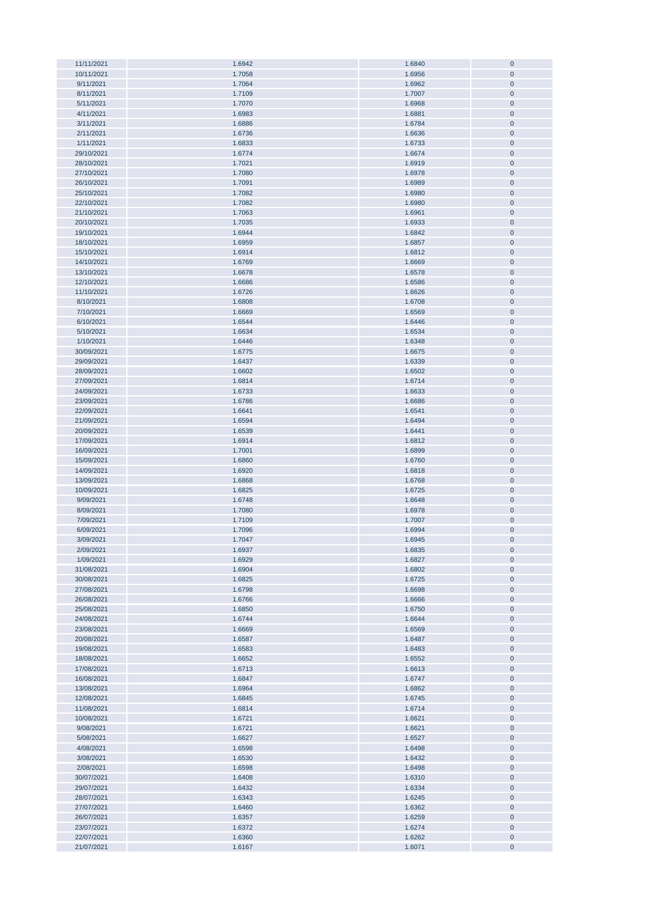| 11/11/2021 | 1.6942 | 1.6840 | 0 |
|---|---|---|---|
| 10/11/2021 | 1.7058 | 1.6956 | 0 |
| 9/11/2021 | 1.7064 | 1.6962 | 0 |
| 8/11/2021 | 1.7109 | 1.7007 | 0 |
| 5/11/2021 | 1.7070 | 1.6968 | 0 |
| 4/11/2021 | 1.6983 | 1.6881 | 0 |
| 3/11/2021 | 1.6886 | 1.6784 | 0 |
| 2/11/2021 | 1.6736 | 1.6636 | 0 |
| 1/11/2021 | 1.6833 | 1.6733 | 0 |
| 29/10/2021 | 1.6774 | 1.6674 | 0 |
| 28/10/2021 | 1.7021 | 1.6919 | 0 |
| 27/10/2021 | 1.7080 | 1.6978 | 0 |
| 26/10/2021 | 1.7091 | 1.6989 | 0 |
| 25/10/2021 | 1.7082 | 1.6980 | 0 |
| 22/10/2021 | 1.7082 | 1.6980 | 0 |
| 21/10/2021 | 1.7063 | 1.6961 | 0 |
| 20/10/2021 | 1.7035 | 1.6933 | 0 |
| 19/10/2021 | 1.6944 | 1.6842 | 0 |
| 18/10/2021 | 1.6959 | 1.6857 | 0 |
| 15/10/2021 | 1.6914 | 1.6812 | 0 |
| 14/10/2021 | 1.6769 | 1.6669 | 0 |
| 13/10/2021 | 1.6678 | 1.6578 | 0 |
| 12/10/2021 | 1.6686 | 1.6586 | 0 |
| 11/10/2021 | 1.6726 | 1.6626 | 0 |
| 8/10/2021 | 1.6808 | 1.6708 | 0 |
| 7/10/2021 | 1.6669 | 1.6569 | 0 |
| 6/10/2021 | 1.6544 | 1.6446 | 0 |
| 5/10/2021 | 1.6634 | 1.6534 | 0 |
| 1/10/2021 | 1.6446 | 1.6348 | 0 |
| 30/09/2021 | 1.6775 | 1.6675 | 0 |
| 29/09/2021 | 1.6437 | 1.6339 | 0 |
| 28/09/2021 | 1.6602 | 1.6502 | 0 |
| 27/09/2021 | 1.6814 | 1.6714 | 0 |
| 24/09/2021 | 1.6733 | 1.6633 | 0 |
| 23/09/2021 | 1.6786 | 1.6686 | 0 |
| 22/09/2021 | 1.6641 | 1.6541 | 0 |
| 21/09/2021 | 1.6594 | 1.6494 | 0 |
| 20/09/2021 | 1.6539 | 1.6441 | 0 |
| 17/09/2021 | 1.6914 | 1.6812 | 0 |
| 16/09/2021 | 1.7001 | 1.6899 | 0 |
| 15/09/2021 | 1.6860 | 1.6760 | 0 |
| 14/09/2021 | 1.6920 | 1.6818 | 0 |
| 13/09/2021 | 1.6868 | 1.6768 | 0 |
| 10/09/2021 | 1.6825 | 1.6725 | 0 |
| 9/09/2021 | 1.6748 | 1.6648 | 0 |
| 8/09/2021 | 1.7080 | 1.6978 | 0 |
| 7/09/2021 | 1.7109 | 1.7007 | 0 |
| 6/09/2021 | 1.7096 | 1.6994 | 0 |
| 3/09/2021 | 1.7047 | 1.6945 | 0 |
| 2/09/2021 | 1.6937 | 1.6835 | 0 |
| 1/09/2021 | 1.6929 | 1.6827 | 0 |
| 31/08/2021 | 1.6904 | 1.6802 | 0 |
| 30/08/2021 | 1.6825 | 1.6725 | 0 |
| 27/08/2021 | 1.6798 | 1.6698 | 0 |
| 26/08/2021 | 1.6766 | 1.6666 | 0 |
| 25/08/2021 | 1.6850 | 1.6750 | 0 |
| 24/08/2021 | 1.6744 | 1.6644 | 0 |
| 23/08/2021 | 1.6669 | 1.6569 | 0 |
| 20/08/2021 | 1.6587 | 1.6487 | 0 |
| 19/08/2021 | 1.6583 | 1.6483 | 0 |
| 18/08/2021 | 1.6652 | 1.6552 | 0 |
| 17/08/2021 | 1.6713 | 1.6613 | 0 |
| 16/08/2021 | 1.6847 | 1.6747 | 0 |
| 13/08/2021 | 1.6964 | 1.6862 | 0 |
| 12/08/2021 | 1.6845 | 1.6745 | 0 |
| 11/08/2021 | 1.6814 | 1.6714 | 0 |
| 10/08/2021 | 1.6721 | 1.6621 | 0 |
| 9/08/2021 | 1.6721 | 1.6621 | 0 |
| 5/08/2021 | 1.6627 | 1.6527 | 0 |
| 4/08/2021 | 1.6598 | 1.6498 | 0 |
| 3/08/2021 | 1.6530 | 1.6432 | 0 |
| 2/08/2021 | 1.6598 | 1.6498 | 0 |
| 30/07/2021 | 1.6408 | 1.6310 | 0 |
| 29/07/2021 | 1.6432 | 1.6334 | 0 |
| 28/07/2021 | 1.6343 | 1.6245 | 0 |
| 27/07/2021 | 1.6460 | 1.6362 | 0 |
| 26/07/2021 | 1.6357 | 1.6259 | 0 |
| 23/07/2021 | 1.6372 | 1.6274 | 0 |
| 22/07/2021 | 1.6360 | 1.6262 | 0 |
| 21/07/2021 | 1.6167 | 1.6071 | 0 |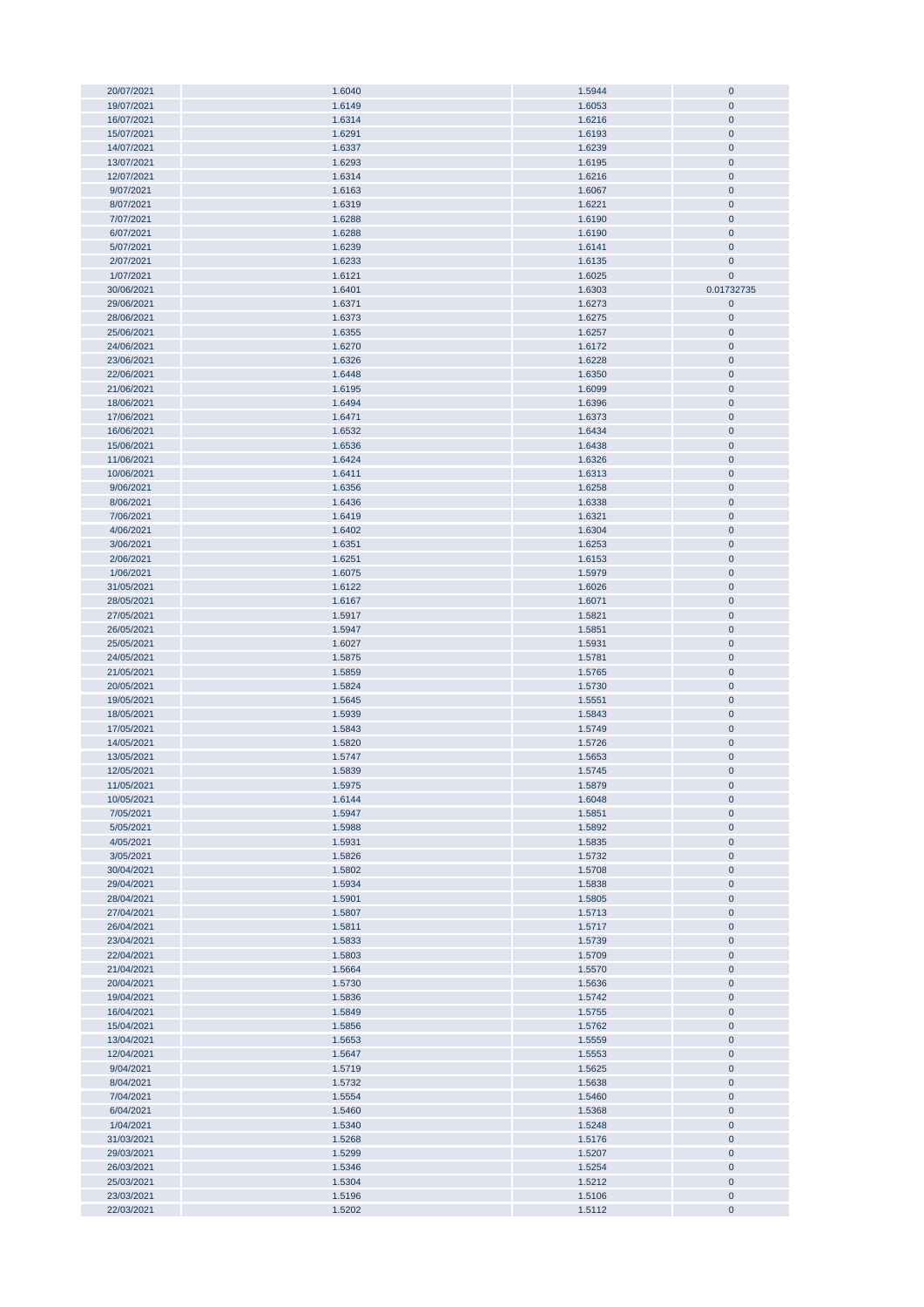| | | | |
|---|---|---|---|
| 20/07/2021 | 1.6040 | 1.5944 | 0 |
| 19/07/2021 | 1.6149 | 1.6053 | 0 |
| 16/07/2021 | 1.6314 | 1.6216 | 0 |
| 15/07/2021 | 1.6291 | 1.6193 | 0 |
| 14/07/2021 | 1.6337 | 1.6239 | 0 |
| 13/07/2021 | 1.6293 | 1.6195 | 0 |
| 12/07/2021 | 1.6314 | 1.6216 | 0 |
| 9/07/2021 | 1.6163 | 1.6067 | 0 |
| 8/07/2021 | 1.6319 | 1.6221 | 0 |
| 7/07/2021 | 1.6288 | 1.6190 | 0 |
| 6/07/2021 | 1.6288 | 1.6190 | 0 |
| 5/07/2021 | 1.6239 | 1.6141 | 0 |
| 2/07/2021 | 1.6233 | 1.6135 | 0 |
| 1/07/2021 | 1.6121 | 1.6025 | 0 |
| 30/06/2021 | 1.6401 | 1.6303 | 0.01732735 |
| 29/06/2021 | 1.6371 | 1.6273 | 0 |
| 28/06/2021 | 1.6373 | 1.6275 | 0 |
| 25/06/2021 | 1.6355 | 1.6257 | 0 |
| 24/06/2021 | 1.6270 | 1.6172 | 0 |
| 23/06/2021 | 1.6326 | 1.6228 | 0 |
| 22/06/2021 | 1.6448 | 1.6350 | 0 |
| 21/06/2021 | 1.6195 | 1.6099 | 0 |
| 18/06/2021 | 1.6494 | 1.6396 | 0 |
| 17/06/2021 | 1.6471 | 1.6373 | 0 |
| 16/06/2021 | 1.6532 | 1.6434 | 0 |
| 15/06/2021 | 1.6536 | 1.6438 | 0 |
| 11/06/2021 | 1.6424 | 1.6326 | 0 |
| 10/06/2021 | 1.6411 | 1.6313 | 0 |
| 9/06/2021 | 1.6356 | 1.6258 | 0 |
| 8/06/2021 | 1.6436 | 1.6338 | 0 |
| 7/06/2021 | 1.6419 | 1.6321 | 0 |
| 4/06/2021 | 1.6402 | 1.6304 | 0 |
| 3/06/2021 | 1.6351 | 1.6253 | 0 |
| 2/06/2021 | 1.6251 | 1.6153 | 0 |
| 1/06/2021 | 1.6075 | 1.5979 | 0 |
| 31/05/2021 | 1.6122 | 1.6026 | 0 |
| 28/05/2021 | 1.6167 | 1.6071 | 0 |
| 27/05/2021 | 1.5917 | 1.5821 | 0 |
| 26/05/2021 | 1.5947 | 1.5851 | 0 |
| 25/05/2021 | 1.6027 | 1.5931 | 0 |
| 24/05/2021 | 1.5875 | 1.5781 | 0 |
| 21/05/2021 | 1.5859 | 1.5765 | 0 |
| 20/05/2021 | 1.5824 | 1.5730 | 0 |
| 19/05/2021 | 1.5645 | 1.5551 | 0 |
| 18/05/2021 | 1.5939 | 1.5843 | 0 |
| 17/05/2021 | 1.5843 | 1.5749 | 0 |
| 14/05/2021 | 1.5820 | 1.5726 | 0 |
| 13/05/2021 | 1.5747 | 1.5653 | 0 |
| 12/05/2021 | 1.5839 | 1.5745 | 0 |
| 11/05/2021 | 1.5975 | 1.5879 | 0 |
| 10/05/2021 | 1.6144 | 1.6048 | 0 |
| 7/05/2021 | 1.5947 | 1.5851 | 0 |
| 5/05/2021 | 1.5988 | 1.5892 | 0 |
| 4/05/2021 | 1.5931 | 1.5835 | 0 |
| 3/05/2021 | 1.5826 | 1.5732 | 0 |
| 30/04/2021 | 1.5802 | 1.5708 | 0 |
| 29/04/2021 | 1.5934 | 1.5838 | 0 |
| 28/04/2021 | 1.5901 | 1.5805 | 0 |
| 27/04/2021 | 1.5807 | 1.5713 | 0 |
| 26/04/2021 | 1.5811 | 1.5717 | 0 |
| 23/04/2021 | 1.5833 | 1.5739 | 0 |
| 22/04/2021 | 1.5803 | 1.5709 | 0 |
| 21/04/2021 | 1.5664 | 1.5570 | 0 |
| 20/04/2021 | 1.5730 | 1.5636 | 0 |
| 19/04/2021 | 1.5836 | 1.5742 | 0 |
| 16/04/2021 | 1.5849 | 1.5755 | 0 |
| 15/04/2021 | 1.5856 | 1.5762 | 0 |
| 13/04/2021 | 1.5653 | 1.5559 | 0 |
| 12/04/2021 | 1.5647 | 1.5553 | 0 |
| 9/04/2021 | 1.5719 | 1.5625 | 0 |
| 8/04/2021 | 1.5732 | 1.5638 | 0 |
| 7/04/2021 | 1.5554 | 1.5460 | 0 |
| 6/04/2021 | 1.5460 | 1.5368 | 0 |
| 1/04/2021 | 1.5340 | 1.5248 | 0 |
| 31/03/2021 | 1.5268 | 1.5176 | 0 |
| 29/03/2021 | 1.5299 | 1.5207 | 0 |
| 26/03/2021 | 1.5346 | 1.5254 | 0 |
| 25/03/2021 | 1.5304 | 1.5212 | 0 |
| 23/03/2021 | 1.5196 | 1.5106 | 0 |
| 22/03/2021 | 1.5202 | 1.5112 | 0 |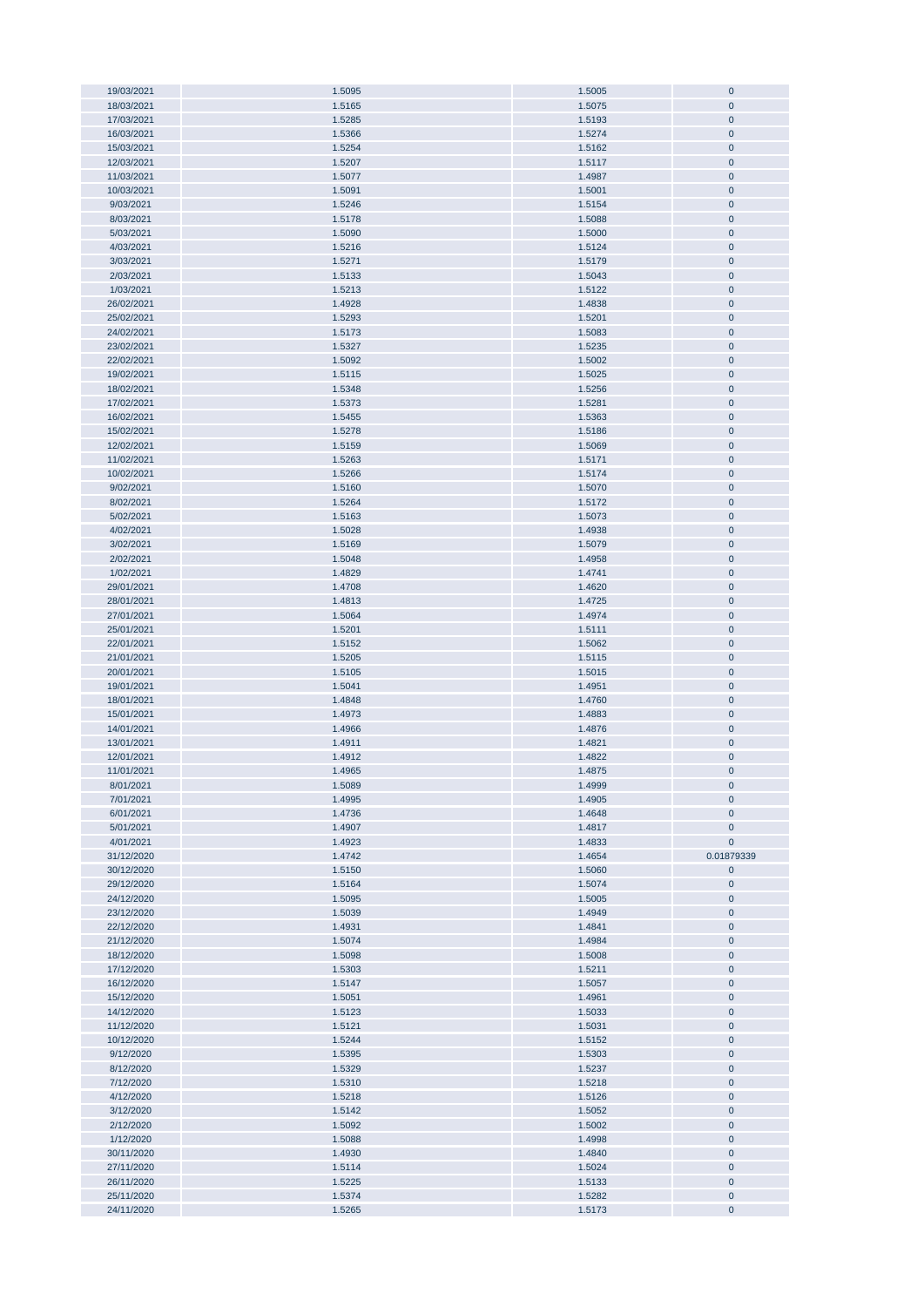| | | | |
|---|---|---|---|
| 19/03/2021 | 1.5095 | 1.5005 | 0 |
| 18/03/2021 | 1.5165 | 1.5075 | 0 |
| 17/03/2021 | 1.5285 | 1.5193 | 0 |
| 16/03/2021 | 1.5366 | 1.5274 | 0 |
| 15/03/2021 | 1.5254 | 1.5162 | 0 |
| 12/03/2021 | 1.5207 | 1.5117 | 0 |
| 11/03/2021 | 1.5077 | 1.4987 | 0 |
| 10/03/2021 | 1.5091 | 1.5001 | 0 |
| 9/03/2021 | 1.5246 | 1.5154 | 0 |
| 8/03/2021 | 1.5178 | 1.5088 | 0 |
| 5/03/2021 | 1.5090 | 1.5000 | 0 |
| 4/03/2021 | 1.5216 | 1.5124 | 0 |
| 3/03/2021 | 1.5271 | 1.5179 | 0 |
| 2/03/2021 | 1.5133 | 1.5043 | 0 |
| 1/03/2021 | 1.5213 | 1.5122 | 0 |
| 26/02/2021 | 1.4928 | 1.4838 | 0 |
| 25/02/2021 | 1.5293 | 1.5201 | 0 |
| 24/02/2021 | 1.5173 | 1.5083 | 0 |
| 23/02/2021 | 1.5327 | 1.5235 | 0 |
| 22/02/2021 | 1.5092 | 1.5002 | 0 |
| 19/02/2021 | 1.5115 | 1.5025 | 0 |
| 18/02/2021 | 1.5348 | 1.5256 | 0 |
| 17/02/2021 | 1.5373 | 1.5281 | 0 |
| 16/02/2021 | 1.5455 | 1.5363 | 0 |
| 15/02/2021 | 1.5278 | 1.5186 | 0 |
| 12/02/2021 | 1.5159 | 1.5069 | 0 |
| 11/02/2021 | 1.5263 | 1.5171 | 0 |
| 10/02/2021 | 1.5266 | 1.5174 | 0 |
| 9/02/2021 | 1.5160 | 1.5070 | 0 |
| 8/02/2021 | 1.5264 | 1.5172 | 0 |
| 5/02/2021 | 1.5163 | 1.5073 | 0 |
| 4/02/2021 | 1.5028 | 1.4938 | 0 |
| 3/02/2021 | 1.5169 | 1.5079 | 0 |
| 2/02/2021 | 1.5048 | 1.4958 | 0 |
| 1/02/2021 | 1.4829 | 1.4741 | 0 |
| 29/01/2021 | 1.4708 | 1.4620 | 0 |
| 28/01/2021 | 1.4813 | 1.4725 | 0 |
| 27/01/2021 | 1.5064 | 1.4974 | 0 |
| 25/01/2021 | 1.5201 | 1.5111 | 0 |
| 22/01/2021 | 1.5152 | 1.5062 | 0 |
| 21/01/2021 | 1.5205 | 1.5115 | 0 |
| 20/01/2021 | 1.5105 | 1.5015 | 0 |
| 19/01/2021 | 1.5041 | 1.4951 | 0 |
| 18/01/2021 | 1.4848 | 1.4760 | 0 |
| 15/01/2021 | 1.4973 | 1.4883 | 0 |
| 14/01/2021 | 1.4966 | 1.4876 | 0 |
| 13/01/2021 | 1.4911 | 1.4821 | 0 |
| 12/01/2021 | 1.4912 | 1.4822 | 0 |
| 11/01/2021 | 1.4965 | 1.4875 | 0 |
| 8/01/2021 | 1.5089 | 1.4999 | 0 |
| 7/01/2021 | 1.4995 | 1.4905 | 0 |
| 6/01/2021 | 1.4736 | 1.4648 | 0 |
| 5/01/2021 | 1.4907 | 1.4817 | 0 |
| 4/01/2021 | 1.4923 | 1.4833 | 0 |
| 31/12/2020 | 1.4742 | 1.4654 | 0.01879339 |
| 30/12/2020 | 1.5150 | 1.5060 | 0 |
| 29/12/2020 | 1.5164 | 1.5074 | 0 |
| 24/12/2020 | 1.5095 | 1.5005 | 0 |
| 23/12/2020 | 1.5039 | 1.4949 | 0 |
| 22/12/2020 | 1.4931 | 1.4841 | 0 |
| 21/12/2020 | 1.5074 | 1.4984 | 0 |
| 18/12/2020 | 1.5098 | 1.5008 | 0 |
| 17/12/2020 | 1.5303 | 1.5211 | 0 |
| 16/12/2020 | 1.5147 | 1.5057 | 0 |
| 15/12/2020 | 1.5051 | 1.4961 | 0 |
| 14/12/2020 | 1.5123 | 1.5033 | 0 |
| 11/12/2020 | 1.5121 | 1.5031 | 0 |
| 10/12/2020 | 1.5244 | 1.5152 | 0 |
| 9/12/2020 | 1.5395 | 1.5303 | 0 |
| 8/12/2020 | 1.5329 | 1.5237 | 0 |
| 7/12/2020 | 1.5310 | 1.5218 | 0 |
| 4/12/2020 | 1.5218 | 1.5126 | 0 |
| 3/12/2020 | 1.5142 | 1.5052 | 0 |
| 2/12/2020 | 1.5092 | 1.5002 | 0 |
| 1/12/2020 | 1.5088 | 1.4998 | 0 |
| 30/11/2020 | 1.4930 | 1.4840 | 0 |
| 27/11/2020 | 1.5114 | 1.5024 | 0 |
| 26/11/2020 | 1.5225 | 1.5133 | 0 |
| 25/11/2020 | 1.5374 | 1.5282 | 0 |
| 24/11/2020 | 1.5265 | 1.5173 | 0 |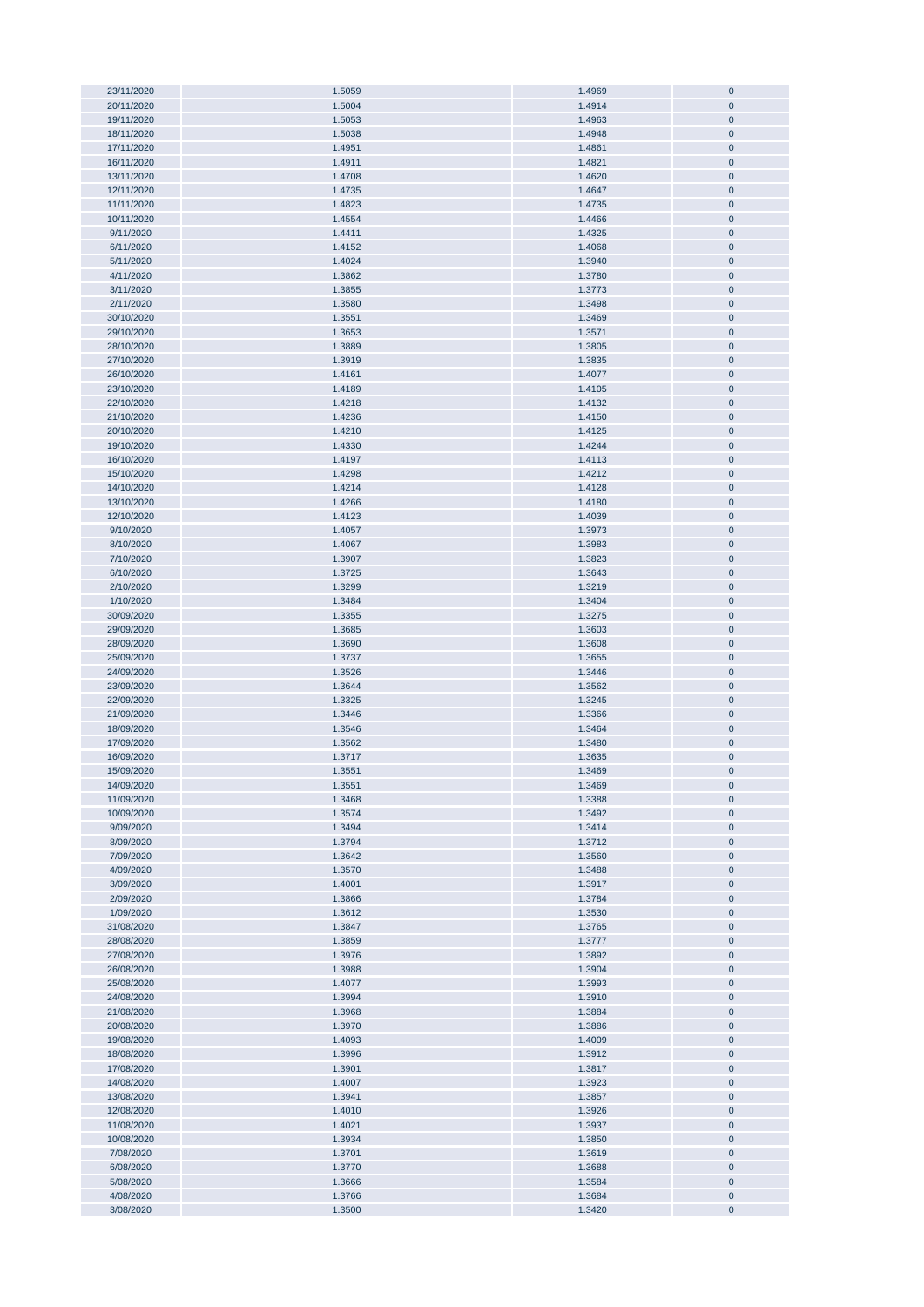| | | | |
|---|---|---|---|
| 23/11/2020 | 1.5059 | 1.4969 | 0 |
| 20/11/2020 | 1.5004 | 1.4914 | 0 |
| 19/11/2020 | 1.5053 | 1.4963 | 0 |
| 18/11/2020 | 1.5038 | 1.4948 | 0 |
| 17/11/2020 | 1.4951 | 1.4861 | 0 |
| 16/11/2020 | 1.4911 | 1.4821 | 0 |
| 13/11/2020 | 1.4708 | 1.4620 | 0 |
| 12/11/2020 | 1.4735 | 1.4647 | 0 |
| 11/11/2020 | 1.4823 | 1.4735 | 0 |
| 10/11/2020 | 1.4554 | 1.4466 | 0 |
| 9/11/2020 | 1.4411 | 1.4325 | 0 |
| 6/11/2020 | 1.4152 | 1.4068 | 0 |
| 5/11/2020 | 1.4024 | 1.3940 | 0 |
| 4/11/2020 | 1.3862 | 1.3780 | 0 |
| 3/11/2020 | 1.3855 | 1.3773 | 0 |
| 2/11/2020 | 1.3580 | 1.3498 | 0 |
| 30/10/2020 | 1.3551 | 1.3469 | 0 |
| 29/10/2020 | 1.3653 | 1.3571 | 0 |
| 28/10/2020 | 1.3889 | 1.3805 | 0 |
| 27/10/2020 | 1.3919 | 1.3835 | 0 |
| 26/10/2020 | 1.4161 | 1.4077 | 0 |
| 23/10/2020 | 1.4189 | 1.4105 | 0 |
| 22/10/2020 | 1.4218 | 1.4132 | 0 |
| 21/10/2020 | 1.4236 | 1.4150 | 0 |
| 20/10/2020 | 1.4210 | 1.4125 | 0 |
| 19/10/2020 | 1.4330 | 1.4244 | 0 |
| 16/10/2020 | 1.4197 | 1.4113 | 0 |
| 15/10/2020 | 1.4298 | 1.4212 | 0 |
| 14/10/2020 | 1.4214 | 1.4128 | 0 |
| 13/10/2020 | 1.4266 | 1.4180 | 0 |
| 12/10/2020 | 1.4123 | 1.4039 | 0 |
| 9/10/2020 | 1.4057 | 1.3973 | 0 |
| 8/10/2020 | 1.4067 | 1.3983 | 0 |
| 7/10/2020 | 1.3907 | 1.3823 | 0 |
| 6/10/2020 | 1.3725 | 1.3643 | 0 |
| 2/10/2020 | 1.3299 | 1.3219 | 0 |
| 1/10/2020 | 1.3484 | 1.3404 | 0 |
| 30/09/2020 | 1.3355 | 1.3275 | 0 |
| 29/09/2020 | 1.3685 | 1.3603 | 0 |
| 28/09/2020 | 1.3690 | 1.3608 | 0 |
| 25/09/2020 | 1.3737 | 1.3655 | 0 |
| 24/09/2020 | 1.3526 | 1.3446 | 0 |
| 23/09/2020 | 1.3644 | 1.3562 | 0 |
| 22/09/2020 | 1.3325 | 1.3245 | 0 |
| 21/09/2020 | 1.3446 | 1.3366 | 0 |
| 18/09/2020 | 1.3546 | 1.3464 | 0 |
| 17/09/2020 | 1.3562 | 1.3480 | 0 |
| 16/09/2020 | 1.3717 | 1.3635 | 0 |
| 15/09/2020 | 1.3551 | 1.3469 | 0 |
| 14/09/2020 | 1.3551 | 1.3469 | 0 |
| 11/09/2020 | 1.3468 | 1.3388 | 0 |
| 10/09/2020 | 1.3574 | 1.3492 | 0 |
| 9/09/2020 | 1.3494 | 1.3414 | 0 |
| 8/09/2020 | 1.3794 | 1.3712 | 0 |
| 7/09/2020 | 1.3642 | 1.3560 | 0 |
| 4/09/2020 | 1.3570 | 1.3488 | 0 |
| 3/09/2020 | 1.4001 | 1.3917 | 0 |
| 2/09/2020 | 1.3866 | 1.3784 | 0 |
| 1/09/2020 | 1.3612 | 1.3530 | 0 |
| 31/08/2020 | 1.3847 | 1.3765 | 0 |
| 28/08/2020 | 1.3859 | 1.3777 | 0 |
| 27/08/2020 | 1.3976 | 1.3892 | 0 |
| 26/08/2020 | 1.3988 | 1.3904 | 0 |
| 25/08/2020 | 1.4077 | 1.3993 | 0 |
| 24/08/2020 | 1.3994 | 1.3910 | 0 |
| 21/08/2020 | 1.3968 | 1.3884 | 0 |
| 20/08/2020 | 1.3970 | 1.3886 | 0 |
| 19/08/2020 | 1.4093 | 1.4009 | 0 |
| 18/08/2020 | 1.3996 | 1.3912 | 0 |
| 17/08/2020 | 1.3901 | 1.3817 | 0 |
| 14/08/2020 | 1.4007 | 1.3923 | 0 |
| 13/08/2020 | 1.3941 | 1.3857 | 0 |
| 12/08/2020 | 1.4010 | 1.3926 | 0 |
| 11/08/2020 | 1.4021 | 1.3937 | 0 |
| 10/08/2020 | 1.3934 | 1.3850 | 0 |
| 7/08/2020 | 1.3701 | 1.3619 | 0 |
| 6/08/2020 | 1.3770 | 1.3688 | 0 |
| 5/08/2020 | 1.3666 | 1.3584 | 0 |
| 4/08/2020 | 1.3766 | 1.3684 | 0 |
| 3/08/2020 | 1.3500 | 1.3420 | 0 |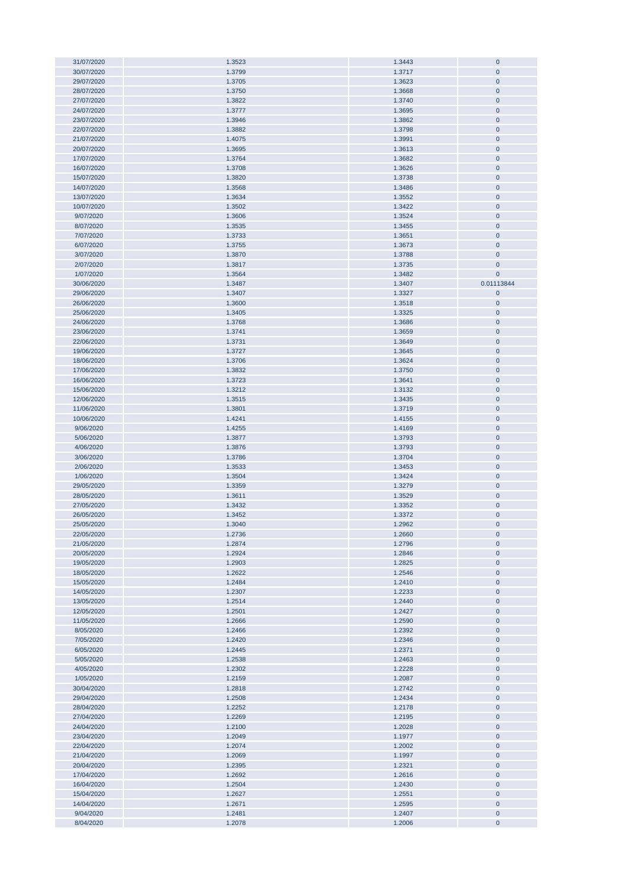| | | | |
|---|---|---|---|
| 31/07/2020 | 1.3523 | 1.3443 | 0 |
| 30/07/2020 | 1.3799 | 1.3717 | 0 |
| 29/07/2020 | 1.3705 | 1.3623 | 0 |
| 28/07/2020 | 1.3750 | 1.3668 | 0 |
| 27/07/2020 | 1.3822 | 1.3740 | 0 |
| 24/07/2020 | 1.3777 | 1.3695 | 0 |
| 23/07/2020 | 1.3946 | 1.3862 | 0 |
| 22/07/2020 | 1.3882 | 1.3798 | 0 |
| 21/07/2020 | 1.4075 | 1.3991 | 0 |
| 20/07/2020 | 1.3695 | 1.3613 | 0 |
| 17/07/2020 | 1.3764 | 1.3682 | 0 |
| 16/07/2020 | 1.3708 | 1.3626 | 0 |
| 15/07/2020 | 1.3820 | 1.3738 | 0 |
| 14/07/2020 | 1.3568 | 1.3486 | 0 |
| 13/07/2020 | 1.3634 | 1.3552 | 0 |
| 10/07/2020 | 1.3502 | 1.3422 | 0 |
| 9/07/2020 | 1.3606 | 1.3524 | 0 |
| 8/07/2020 | 1.3535 | 1.3455 | 0 |
| 7/07/2020 | 1.3733 | 1.3651 | 0 |
| 6/07/2020 | 1.3755 | 1.3673 | 0 |
| 3/07/2020 | 1.3870 | 1.3788 | 0 |
| 2/07/2020 | 1.3817 | 1.3735 | 0 |
| 1/07/2020 | 1.3564 | 1.3482 | 0 |
| 30/06/2020 | 1.3487 | 1.3407 | 0.01113844 |
| 29/06/2020 | 1.3407 | 1.3327 | 0 |
| 26/06/2020 | 1.3600 | 1.3518 | 0 |
| 25/06/2020 | 1.3405 | 1.3325 | 0 |
| 24/06/2020 | 1.3768 | 1.3686 | 0 |
| 23/06/2020 | 1.3741 | 1.3659 | 0 |
| 22/06/2020 | 1.3731 | 1.3649 | 0 |
| 19/06/2020 | 1.3727 | 1.3645 | 0 |
| 18/06/2020 | 1.3706 | 1.3624 | 0 |
| 17/06/2020 | 1.3832 | 1.3750 | 0 |
| 16/06/2020 | 1.3723 | 1.3641 | 0 |
| 15/06/2020 | 1.3212 | 1.3132 | 0 |
| 12/06/2020 | 1.3515 | 1.3435 | 0 |
| 11/06/2020 | 1.3801 | 1.3719 | 0 |
| 10/06/2020 | 1.4241 | 1.4155 | 0 |
| 9/06/2020 | 1.4255 | 1.4169 | 0 |
| 5/06/2020 | 1.3877 | 1.3793 | 0 |
| 4/06/2020 | 1.3876 | 1.3793 | 0 |
| 3/06/2020 | 1.3786 | 1.3704 | 0 |
| 2/06/2020 | 1.3533 | 1.3453 | 0 |
| 1/06/2020 | 1.3504 | 1.3424 | 0 |
| 29/05/2020 | 1.3359 | 1.3279 | 0 |
| 28/05/2020 | 1.3611 | 1.3529 | 0 |
| 27/05/2020 | 1.3432 | 1.3352 | 0 |
| 26/05/2020 | 1.3452 | 1.3372 | 0 |
| 25/05/2020 | 1.3040 | 1.2962 | 0 |
| 22/05/2020 | 1.2736 | 1.2660 | 0 |
| 21/05/2020 | 1.2874 | 1.2796 | 0 |
| 20/05/2020 | 1.2924 | 1.2846 | 0 |
| 19/05/2020 | 1.2903 | 1.2825 | 0 |
| 18/05/2020 | 1.2622 | 1.2546 | 0 |
| 15/05/2020 | 1.2484 | 1.2410 | 0 |
| 14/05/2020 | 1.2307 | 1.2233 | 0 |
| 13/05/2020 | 1.2514 | 1.2440 | 0 |
| 12/05/2020 | 1.2501 | 1.2427 | 0 |
| 11/05/2020 | 1.2666 | 1.2590 | 0 |
| 8/05/2020 | 1.2466 | 1.2392 | 0 |
| 7/05/2020 | 1.2420 | 1.2346 | 0 |
| 6/05/2020 | 1.2445 | 1.2371 | 0 |
| 5/05/2020 | 1.2538 | 1.2463 | 0 |
| 4/05/2020 | 1.2302 | 1.2228 | 0 |
| 1/05/2020 | 1.2159 | 1.2087 | 0 |
| 30/04/2020 | 1.2818 | 1.2742 | 0 |
| 29/04/2020 | 1.2508 | 1.2434 | 0 |
| 28/04/2020 | 1.2252 | 1.2178 | 0 |
| 27/04/2020 | 1.2269 | 1.2195 | 0 |
| 24/04/2020 | 1.2100 | 1.2028 | 0 |
| 23/04/2020 | 1.2049 | 1.1977 | 0 |
| 22/04/2020 | 1.2074 | 1.2002 | 0 |
| 21/04/2020 | 1.2069 | 1.1997 | 0 |
| 20/04/2020 | 1.2395 | 1.2321 | 0 |
| 17/04/2020 | 1.2692 | 1.2616 | 0 |
| 16/04/2020 | 1.2504 | 1.2430 | 0 |
| 15/04/2020 | 1.2627 | 1.2551 | 0 |
| 14/04/2020 | 1.2671 | 1.2595 | 0 |
| 9/04/2020 | 1.2481 | 1.2407 | 0 |
| 8/04/2020 | 1.2078 | 1.2006 | 0 |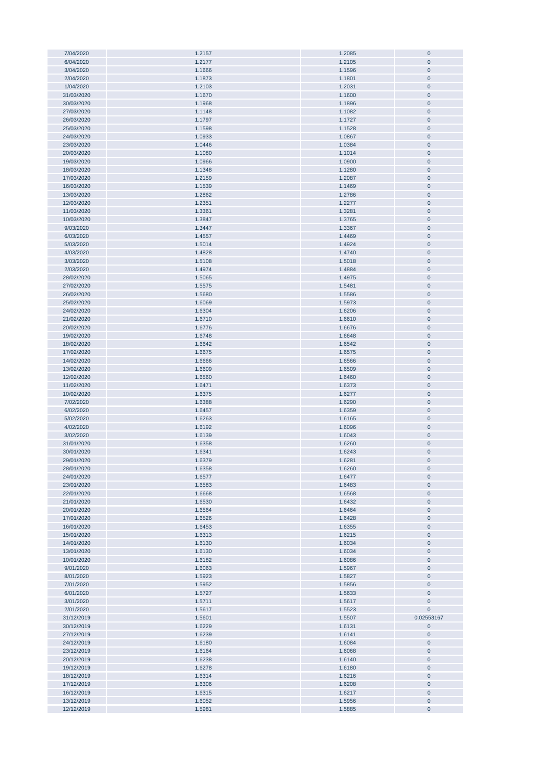| | | | |
|---|---|---|---|
| 7/04/2020 | 1.2157 | 1.2085 | 0 |
| 6/04/2020 | 1.2177 | 1.2105 | 0 |
| 3/04/2020 | 1.1666 | 1.1596 | 0 |
| 2/04/2020 | 1.1873 | 1.1801 | 0 |
| 1/04/2020 | 1.2103 | 1.2031 | 0 |
| 31/03/2020 | 1.1670 | 1.1600 | 0 |
| 30/03/2020 | 1.1968 | 1.1896 | 0 |
| 27/03/2020 | 1.1148 | 1.1082 | 0 |
| 26/03/2020 | 1.1797 | 1.1727 | 0 |
| 25/03/2020 | 1.1598 | 1.1528 | 0 |
| 24/03/2020 | 1.0933 | 1.0867 | 0 |
| 23/03/2020 | 1.0446 | 1.0384 | 0 |
| 20/03/2020 | 1.1080 | 1.1014 | 0 |
| 19/03/2020 | 1.0966 | 1.0900 | 0 |
| 18/03/2020 | 1.1348 | 1.1280 | 0 |
| 17/03/2020 | 1.2159 | 1.2087 | 0 |
| 16/03/2020 | 1.1539 | 1.1469 | 0 |
| 13/03/2020 | 1.2862 | 1.2786 | 0 |
| 12/03/2020 | 1.2351 | 1.2277 | 0 |
| 11/03/2020 | 1.3361 | 1.3281 | 0 |
| 10/03/2020 | 1.3847 | 1.3765 | 0 |
| 9/03/2020 | 1.3447 | 1.3367 | 0 |
| 6/03/2020 | 1.4557 | 1.4469 | 0 |
| 5/03/2020 | 1.5014 | 1.4924 | 0 |
| 4/03/2020 | 1.4828 | 1.4740 | 0 |
| 3/03/2020 | 1.5108 | 1.5018 | 0 |
| 2/03/2020 | 1.4974 | 1.4884 | 0 |
| 28/02/2020 | 1.5065 | 1.4975 | 0 |
| 27/02/2020 | 1.5575 | 1.5481 | 0 |
| 26/02/2020 | 1.5680 | 1.5586 | 0 |
| 25/02/2020 | 1.6069 | 1.5973 | 0 |
| 24/02/2020 | 1.6304 | 1.6206 | 0 |
| 21/02/2020 | 1.6710 | 1.6610 | 0 |
| 20/02/2020 | 1.6776 | 1.6676 | 0 |
| 19/02/2020 | 1.6748 | 1.6648 | 0 |
| 18/02/2020 | 1.6642 | 1.6542 | 0 |
| 17/02/2020 | 1.6675 | 1.6575 | 0 |
| 14/02/2020 | 1.6666 | 1.6566 | 0 |
| 13/02/2020 | 1.6609 | 1.6509 | 0 |
| 12/02/2020 | 1.6560 | 1.6460 | 0 |
| 11/02/2020 | 1.6471 | 1.6373 | 0 |
| 10/02/2020 | 1.6375 | 1.6277 | 0 |
| 7/02/2020 | 1.6388 | 1.6290 | 0 |
| 6/02/2020 | 1.6457 | 1.6359 | 0 |
| 5/02/2020 | 1.6263 | 1.6165 | 0 |
| 4/02/2020 | 1.6192 | 1.6096 | 0 |
| 3/02/2020 | 1.6139 | 1.6043 | 0 |
| 31/01/2020 | 1.6358 | 1.6260 | 0 |
| 30/01/2020 | 1.6341 | 1.6243 | 0 |
| 29/01/2020 | 1.6379 | 1.6281 | 0 |
| 28/01/2020 | 1.6358 | 1.6260 | 0 |
| 24/01/2020 | 1.6577 | 1.6477 | 0 |
| 23/01/2020 | 1.6583 | 1.6483 | 0 |
| 22/01/2020 | 1.6668 | 1.6568 | 0 |
| 21/01/2020 | 1.6530 | 1.6432 | 0 |
| 20/01/2020 | 1.6564 | 1.6464 | 0 |
| 17/01/2020 | 1.6526 | 1.6428 | 0 |
| 16/01/2020 | 1.6453 | 1.6355 | 0 |
| 15/01/2020 | 1.6313 | 1.6215 | 0 |
| 14/01/2020 | 1.6130 | 1.6034 | 0 |
| 13/01/2020 | 1.6130 | 1.6034 | 0 |
| 10/01/2020 | 1.6182 | 1.6086 | 0 |
| 9/01/2020 | 1.6063 | 1.5967 | 0 |
| 8/01/2020 | 1.5923 | 1.5827 | 0 |
| 7/01/2020 | 1.5952 | 1.5856 | 0 |
| 6/01/2020 | 1.5727 | 1.5633 | 0 |
| 3/01/2020 | 1.5711 | 1.5617 | 0 |
| 2/01/2020 | 1.5617 | 1.5523 | 0 |
| 31/12/2019 | 1.5601 | 1.5507 | 0.02553167 |
| 30/12/2019 | 1.6229 | 1.6131 | 0 |
| 27/12/2019 | 1.6239 | 1.6141 | 0 |
| 24/12/2019 | 1.6180 | 1.6084 | 0 |
| 23/12/2019 | 1.6164 | 1.6068 | 0 |
| 20/12/2019 | 1.6238 | 1.6140 | 0 |
| 19/12/2019 | 1.6278 | 1.6180 | 0 |
| 18/12/2019 | 1.6314 | 1.6216 | 0 |
| 17/12/2019 | 1.6306 | 1.6208 | 0 |
| 16/12/2019 | 1.6315 | 1.6217 | 0 |
| 13/12/2019 | 1.6052 | 1.5956 | 0 |
| 12/12/2019 | 1.5981 | 1.5885 | 0 |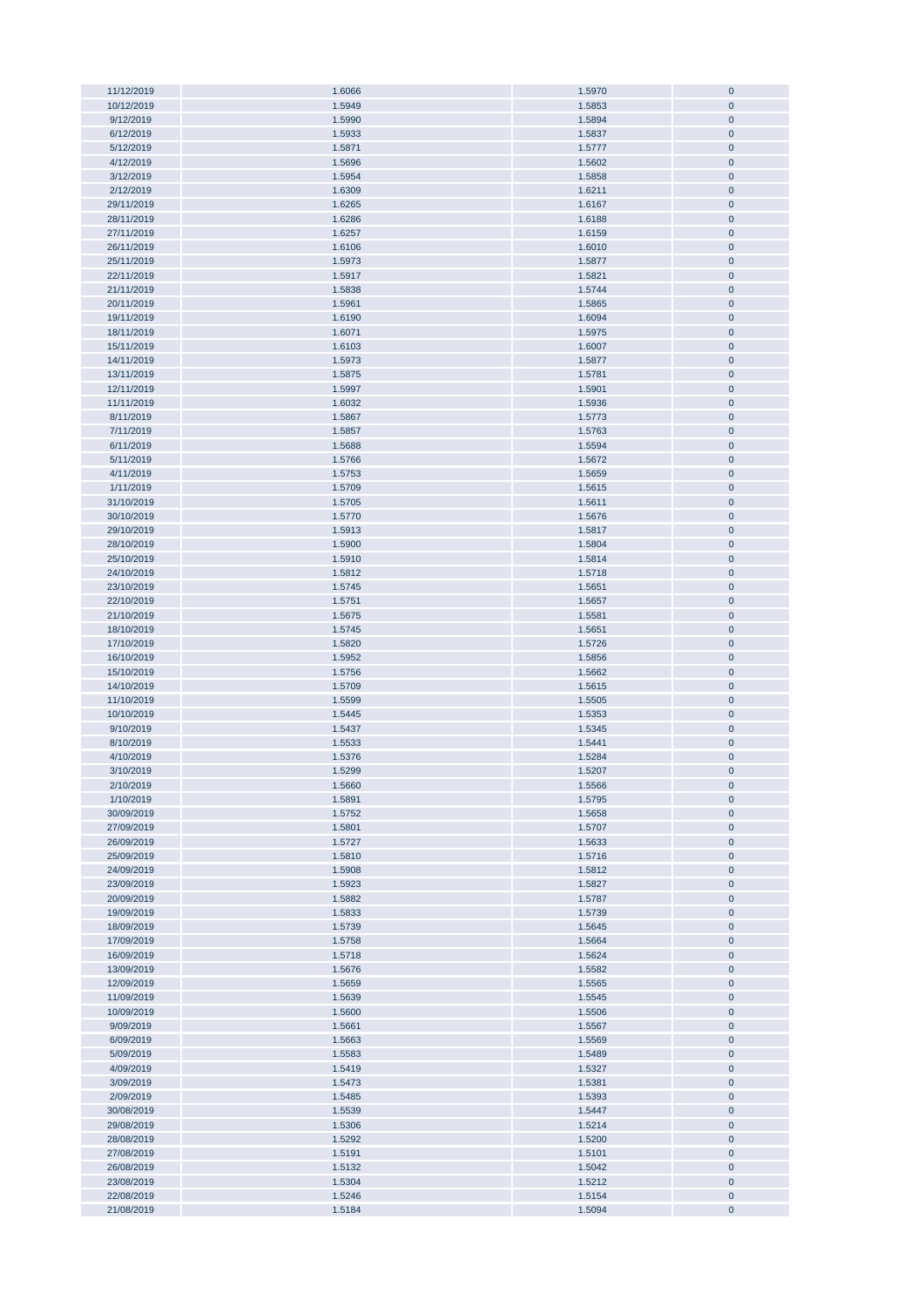| | | | |
|---|---|---|---|
| 11/12/2019 | 1.6066 | 1.5970 | 0 |
| 10/12/2019 | 1.5949 | 1.5853 | 0 |
| 9/12/2019 | 1.5990 | 1.5894 | 0 |
| 6/12/2019 | 1.5933 | 1.5837 | 0 |
| 5/12/2019 | 1.5871 | 1.5777 | 0 |
| 4/12/2019 | 1.5696 | 1.5602 | 0 |
| 3/12/2019 | 1.5954 | 1.5858 | 0 |
| 2/12/2019 | 1.6309 | 1.6211 | 0 |
| 29/11/2019 | 1.6265 | 1.6167 | 0 |
| 28/11/2019 | 1.6286 | 1.6188 | 0 |
| 27/11/2019 | 1.6257 | 1.6159 | 0 |
| 26/11/2019 | 1.6106 | 1.6010 | 0 |
| 25/11/2019 | 1.5973 | 1.5877 | 0 |
| 22/11/2019 | 1.5917 | 1.5821 | 0 |
| 21/11/2019 | 1.5838 | 1.5744 | 0 |
| 20/11/2019 | 1.5961 | 1.5865 | 0 |
| 19/11/2019 | 1.6190 | 1.6094 | 0 |
| 18/11/2019 | 1.6071 | 1.5975 | 0 |
| 15/11/2019 | 1.6103 | 1.6007 | 0 |
| 14/11/2019 | 1.5973 | 1.5877 | 0 |
| 13/11/2019 | 1.5875 | 1.5781 | 0 |
| 12/11/2019 | 1.5997 | 1.5901 | 0 |
| 11/11/2019 | 1.6032 | 1.5936 | 0 |
| 8/11/2019 | 1.5867 | 1.5773 | 0 |
| 7/11/2019 | 1.5857 | 1.5763 | 0 |
| 6/11/2019 | 1.5688 | 1.5594 | 0 |
| 5/11/2019 | 1.5766 | 1.5672 | 0 |
| 4/11/2019 | 1.5753 | 1.5659 | 0 |
| 1/11/2019 | 1.5709 | 1.5615 | 0 |
| 31/10/2019 | 1.5705 | 1.5611 | 0 |
| 30/10/2019 | 1.5770 | 1.5676 | 0 |
| 29/10/2019 | 1.5913 | 1.5817 | 0 |
| 28/10/2019 | 1.5900 | 1.5804 | 0 |
| 25/10/2019 | 1.5910 | 1.5814 | 0 |
| 24/10/2019 | 1.5812 | 1.5718 | 0 |
| 23/10/2019 | 1.5745 | 1.5651 | 0 |
| 22/10/2019 | 1.5751 | 1.5657 | 0 |
| 21/10/2019 | 1.5675 | 1.5581 | 0 |
| 18/10/2019 | 1.5745 | 1.5651 | 0 |
| 17/10/2019 | 1.5820 | 1.5726 | 0 |
| 16/10/2019 | 1.5952 | 1.5856 | 0 |
| 15/10/2019 | 1.5756 | 1.5662 | 0 |
| 14/10/2019 | 1.5709 | 1.5615 | 0 |
| 11/10/2019 | 1.5599 | 1.5505 | 0 |
| 10/10/2019 | 1.5445 | 1.5353 | 0 |
| 9/10/2019 | 1.5437 | 1.5345 | 0 |
| 8/10/2019 | 1.5533 | 1.5441 | 0 |
| 4/10/2019 | 1.5376 | 1.5284 | 0 |
| 3/10/2019 | 1.5299 | 1.5207 | 0 |
| 2/10/2019 | 1.5660 | 1.5566 | 0 |
| 1/10/2019 | 1.5891 | 1.5795 | 0 |
| 30/09/2019 | 1.5752 | 1.5658 | 0 |
| 27/09/2019 | 1.5801 | 1.5707 | 0 |
| 26/09/2019 | 1.5727 | 1.5633 | 0 |
| 25/09/2019 | 1.5810 | 1.5716 | 0 |
| 24/09/2019 | 1.5908 | 1.5812 | 0 |
| 23/09/2019 | 1.5923 | 1.5827 | 0 |
| 20/09/2019 | 1.5882 | 1.5787 | 0 |
| 19/09/2019 | 1.5833 | 1.5739 | 0 |
| 18/09/2019 | 1.5739 | 1.5645 | 0 |
| 17/09/2019 | 1.5758 | 1.5664 | 0 |
| 16/09/2019 | 1.5718 | 1.5624 | 0 |
| 13/09/2019 | 1.5676 | 1.5582 | 0 |
| 12/09/2019 | 1.5659 | 1.5565 | 0 |
| 11/09/2019 | 1.5639 | 1.5545 | 0 |
| 10/09/2019 | 1.5600 | 1.5506 | 0 |
| 9/09/2019 | 1.5661 | 1.5567 | 0 |
| 6/09/2019 | 1.5663 | 1.5569 | 0 |
| 5/09/2019 | 1.5583 | 1.5489 | 0 |
| 4/09/2019 | 1.5419 | 1.5327 | 0 |
| 3/09/2019 | 1.5473 | 1.5381 | 0 |
| 2/09/2019 | 1.5485 | 1.5393 | 0 |
| 30/08/2019 | 1.5539 | 1.5447 | 0 |
| 29/08/2019 | 1.5306 | 1.5214 | 0 |
| 28/08/2019 | 1.5292 | 1.5200 | 0 |
| 27/08/2019 | 1.5191 | 1.5101 | 0 |
| 26/08/2019 | 1.5132 | 1.5042 | 0 |
| 23/08/2019 | 1.5304 | 1.5212 | 0 |
| 22/08/2019 | 1.5246 | 1.5154 | 0 |
| 21/08/2019 | 1.5184 | 1.5094 | 0 |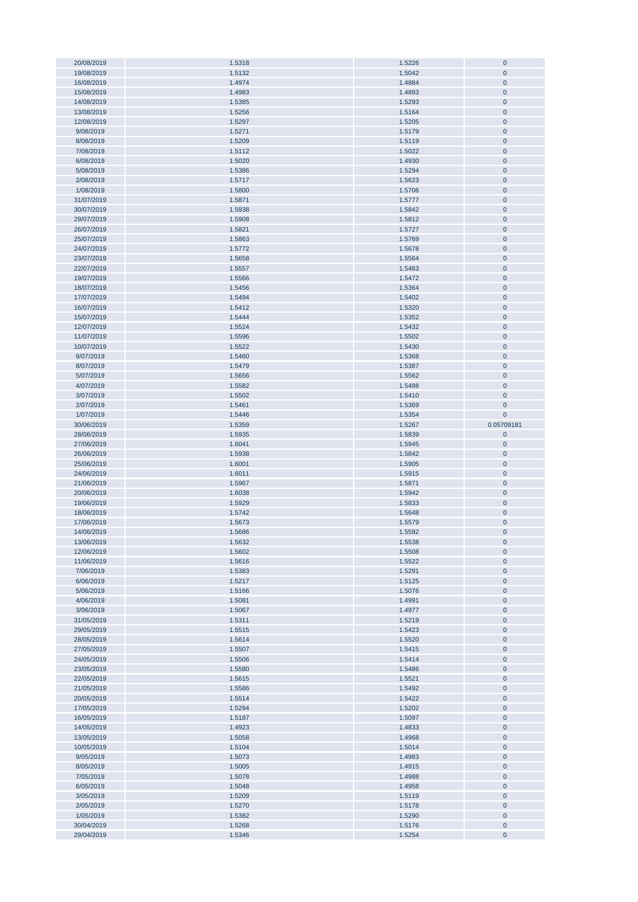| | | | |
|---|---|---|---|
| 20/08/2019 | 1.5318 | 1.5226 | 0 |
| 19/08/2019 | 1.5132 | 1.5042 | 0 |
| 16/08/2019 | 1.4974 | 1.4884 | 0 |
| 15/08/2019 | 1.4983 | 1.4893 | 0 |
| 14/08/2019 | 1.5385 | 1.5293 | 0 |
| 13/08/2019 | 1.5256 | 1.5164 | 0 |
| 12/08/2019 | 1.5297 | 1.5205 | 0 |
| 9/08/2019 | 1.5271 | 1.5179 | 0 |
| 8/08/2019 | 1.5209 | 1.5119 | 0 |
| 7/08/2019 | 1.5112 | 1.5022 | 0 |
| 6/08/2019 | 1.5020 | 1.4930 | 0 |
| 5/08/2019 | 1.5386 | 1.5294 | 0 |
| 2/08/2019 | 1.5717 | 1.5623 | 0 |
| 1/08/2019 | 1.5800 | 1.5706 | 0 |
| 31/07/2019 | 1.5871 | 1.5777 | 0 |
| 30/07/2019 | 1.5938 | 1.5842 | 0 |
| 29/07/2019 | 1.5908 | 1.5812 | 0 |
| 26/07/2019 | 1.5821 | 1.5727 | 0 |
| 25/07/2019 | 1.5863 | 1.5769 | 0 |
| 24/07/2019 | 1.5772 | 1.5678 | 0 |
| 23/07/2019 | 1.5658 | 1.5564 | 0 |
| 22/07/2019 | 1.5557 | 1.5463 | 0 |
| 19/07/2019 | 1.5566 | 1.5472 | 0 |
| 18/07/2019 | 1.5456 | 1.5364 | 0 |
| 17/07/2019 | 1.5494 | 1.5402 | 0 |
| 16/07/2019 | 1.5412 | 1.5320 | 0 |
| 15/07/2019 | 1.5444 | 1.5352 | 0 |
| 12/07/2019 | 1.5524 | 1.5432 | 0 |
| 11/07/2019 | 1.5596 | 1.5502 | 0 |
| 10/07/2019 | 1.5522 | 1.5430 | 0 |
| 9/07/2019 | 1.5460 | 1.5368 | 0 |
| 8/07/2019 | 1.5479 | 1.5387 | 0 |
| 5/07/2019 | 1.5656 | 1.5562 | 0 |
| 4/07/2019 | 1.5582 | 1.5488 | 0 |
| 3/07/2019 | 1.5502 | 1.5410 | 0 |
| 2/07/2019 | 1.5461 | 1.5369 | 0 |
| 1/07/2019 | 1.5446 | 1.5354 | 0 |
| 30/06/2019 | 1.5359 | 1.5267 | 0.05709181 |
| 28/06/2019 | 1.5935 | 1.5839 | 0 |
| 27/06/2019 | 1.6041 | 1.5945 | 0 |
| 26/06/2019 | 1.5938 | 1.5842 | 0 |
| 25/06/2019 | 1.6001 | 1.5905 | 0 |
| 24/06/2019 | 1.6011 | 1.5915 | 0 |
| 21/06/2019 | 1.5967 | 1.5871 | 0 |
| 20/06/2019 | 1.6038 | 1.5942 | 0 |
| 19/06/2019 | 1.5929 | 1.5833 | 0 |
| 18/06/2019 | 1.5742 | 1.5648 | 0 |
| 17/06/2019 | 1.5673 | 1.5579 | 0 |
| 14/06/2019 | 1.5686 | 1.5592 | 0 |
| 13/06/2019 | 1.5632 | 1.5538 | 0 |
| 12/06/2019 | 1.5602 | 1.5508 | 0 |
| 11/06/2019 | 1.5616 | 1.5522 | 0 |
| 7/06/2019 | 1.5383 | 1.5291 | 0 |
| 6/06/2019 | 1.5217 | 1.5125 | 0 |
| 5/06/2019 | 1.5166 | 1.5076 | 0 |
| 4/06/2019 | 1.5081 | 1.4991 | 0 |
| 3/06/2019 | 1.5067 | 1.4977 | 0 |
| 31/05/2019 | 1.5311 | 1.5219 | 0 |
| 29/05/2019 | 1.5515 | 1.5423 | 0 |
| 28/05/2019 | 1.5614 | 1.5520 | 0 |
| 27/05/2019 | 1.5507 | 1.5415 | 0 |
| 24/05/2019 | 1.5506 | 1.5414 | 0 |
| 23/05/2019 | 1.5580 | 1.5486 | 0 |
| 22/05/2019 | 1.5615 | 1.5521 | 0 |
| 21/05/2019 | 1.5586 | 1.5492 | 0 |
| 20/05/2019 | 1.5514 | 1.5422 | 0 |
| 17/05/2019 | 1.5294 | 1.5202 | 0 |
| 16/05/2019 | 1.5187 | 1.5097 | 0 |
| 14/05/2019 | 1.4923 | 1.4833 | 0 |
| 13/05/2019 | 1.5058 | 1.4968 | 0 |
| 10/05/2019 | 1.5104 | 1.5014 | 0 |
| 9/05/2019 | 1.5073 | 1.4983 | 0 |
| 8/05/2019 | 1.5005 | 1.4915 | 0 |
| 7/05/2019 | 1.5078 | 1.4988 | 0 |
| 6/05/2019 | 1.5048 | 1.4958 | 0 |
| 3/05/2019 | 1.5209 | 1.5119 | 0 |
| 2/05/2019 | 1.5270 | 1.5178 | 0 |
| 1/05/2019 | 1.5382 | 1.5290 | 0 |
| 30/04/2019 | 1.5268 | 1.5176 | 0 |
| 29/04/2019 | 1.5346 | 1.5254 | 0 |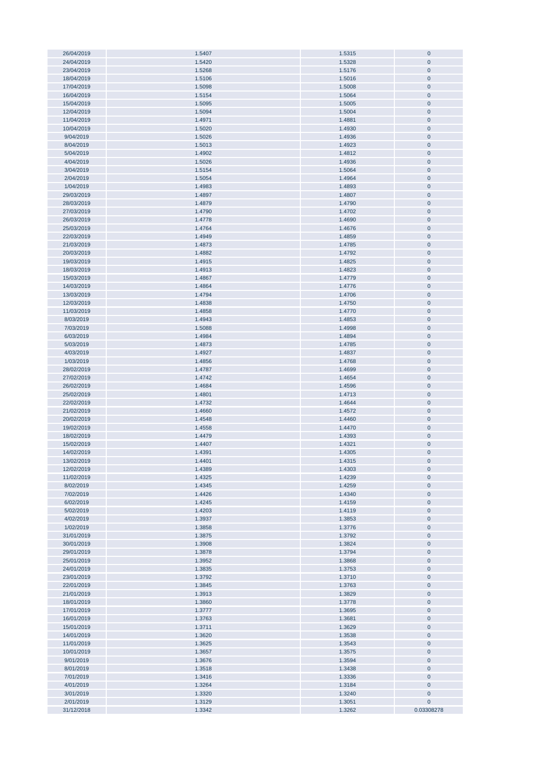| | | | |
|---|---|---|---|
| 26/04/2019 | 1.5407 | 1.5315 | 0 |
| 24/04/2019 | 1.5420 | 1.5328 | 0 |
| 23/04/2019 | 1.5268 | 1.5176 | 0 |
| 18/04/2019 | 1.5106 | 1.5016 | 0 |
| 17/04/2019 | 1.5098 | 1.5008 | 0 |
| 16/04/2019 | 1.5154 | 1.5064 | 0 |
| 15/04/2019 | 1.5095 | 1.5005 | 0 |
| 12/04/2019 | 1.5094 | 1.5004 | 0 |
| 11/04/2019 | 1.4971 | 1.4881 | 0 |
| 10/04/2019 | 1.5020 | 1.4930 | 0 |
| 9/04/2019 | 1.5026 | 1.4936 | 0 |
| 8/04/2019 | 1.5013 | 1.4923 | 0 |
| 5/04/2019 | 1.4902 | 1.4812 | 0 |
| 4/04/2019 | 1.5026 | 1.4936 | 0 |
| 3/04/2019 | 1.5154 | 1.5064 | 0 |
| 2/04/2019 | 1.5054 | 1.4964 | 0 |
| 1/04/2019 | 1.4983 | 1.4893 | 0 |
| 29/03/2019 | 1.4897 | 1.4807 | 0 |
| 28/03/2019 | 1.4879 | 1.4790 | 0 |
| 27/03/2019 | 1.4790 | 1.4702 | 0 |
| 26/03/2019 | 1.4778 | 1.4690 | 0 |
| 25/03/2019 | 1.4764 | 1.4676 | 0 |
| 22/03/2019 | 1.4949 | 1.4859 | 0 |
| 21/03/2019 | 1.4873 | 1.4785 | 0 |
| 20/03/2019 | 1.4882 | 1.4792 | 0 |
| 19/03/2019 | 1.4915 | 1.4825 | 0 |
| 18/03/2019 | 1.4913 | 1.4823 | 0 |
| 15/03/2019 | 1.4867 | 1.4779 | 0 |
| 14/03/2019 | 1.4864 | 1.4776 | 0 |
| 13/03/2019 | 1.4794 | 1.4706 | 0 |
| 12/03/2019 | 1.4838 | 1.4750 | 0 |
| 11/03/2019 | 1.4858 | 1.4770 | 0 |
| 8/03/2019 | 1.4943 | 1.4853 | 0 |
| 7/03/2019 | 1.5088 | 1.4998 | 0 |
| 6/03/2019 | 1.4984 | 1.4894 | 0 |
| 5/03/2019 | 1.4873 | 1.4785 | 0 |
| 4/03/2019 | 1.4927 | 1.4837 | 0 |
| 1/03/2019 | 1.4856 | 1.4768 | 0 |
| 28/02/2019 | 1.4787 | 1.4699 | 0 |
| 27/02/2019 | 1.4742 | 1.4654 | 0 |
| 26/02/2019 | 1.4684 | 1.4596 | 0 |
| 25/02/2019 | 1.4801 | 1.4713 | 0 |
| 22/02/2019 | 1.4732 | 1.4644 | 0 |
| 21/02/2019 | 1.4660 | 1.4572 | 0 |
| 20/02/2019 | 1.4548 | 1.4460 | 0 |
| 19/02/2019 | 1.4558 | 1.4470 | 0 |
| 18/02/2019 | 1.4479 | 1.4393 | 0 |
| 15/02/2019 | 1.4407 | 1.4321 | 0 |
| 14/02/2019 | 1.4391 | 1.4305 | 0 |
| 13/02/2019 | 1.4401 | 1.4315 | 0 |
| 12/02/2019 | 1.4389 | 1.4303 | 0 |
| 11/02/2019 | 1.4325 | 1.4239 | 0 |
| 8/02/2019 | 1.4345 | 1.4259 | 0 |
| 7/02/2019 | 1.4426 | 1.4340 | 0 |
| 6/02/2019 | 1.4245 | 1.4159 | 0 |
| 5/02/2019 | 1.4203 | 1.4119 | 0 |
| 4/02/2019 | 1.3937 | 1.3853 | 0 |
| 1/02/2019 | 1.3858 | 1.3776 | 0 |
| 31/01/2019 | 1.3875 | 1.3792 | 0 |
| 30/01/2019 | 1.3908 | 1.3824 | 0 |
| 29/01/2019 | 1.3878 | 1.3794 | 0 |
| 25/01/2019 | 1.3952 | 1.3868 | 0 |
| 24/01/2019 | 1.3835 | 1.3753 | 0 |
| 23/01/2019 | 1.3792 | 1.3710 | 0 |
| 22/01/2019 | 1.3845 | 1.3763 | 0 |
| 21/01/2019 | 1.3913 | 1.3829 | 0 |
| 18/01/2019 | 1.3860 | 1.3778 | 0 |
| 17/01/2019 | 1.3777 | 1.3695 | 0 |
| 16/01/2019 | 1.3763 | 1.3681 | 0 |
| 15/01/2019 | 1.3711 | 1.3629 | 0 |
| 14/01/2019 | 1.3620 | 1.3538 | 0 |
| 11/01/2019 | 1.3625 | 1.3543 | 0 |
| 10/01/2019 | 1.3657 | 1.3575 | 0 |
| 9/01/2019 | 1.3676 | 1.3594 | 0 |
| 8/01/2019 | 1.3518 | 1.3438 | 0 |
| 7/01/2019 | 1.3416 | 1.3336 | 0 |
| 4/01/2019 | 1.3264 | 1.3184 | 0 |
| 3/01/2019 | 1.3320 | 1.3240 | 0 |
| 2/01/2019 | 1.3129 | 1.3051 | 0 |
| 31/12/2018 | 1.3342 | 1.3262 | 0.03308278 |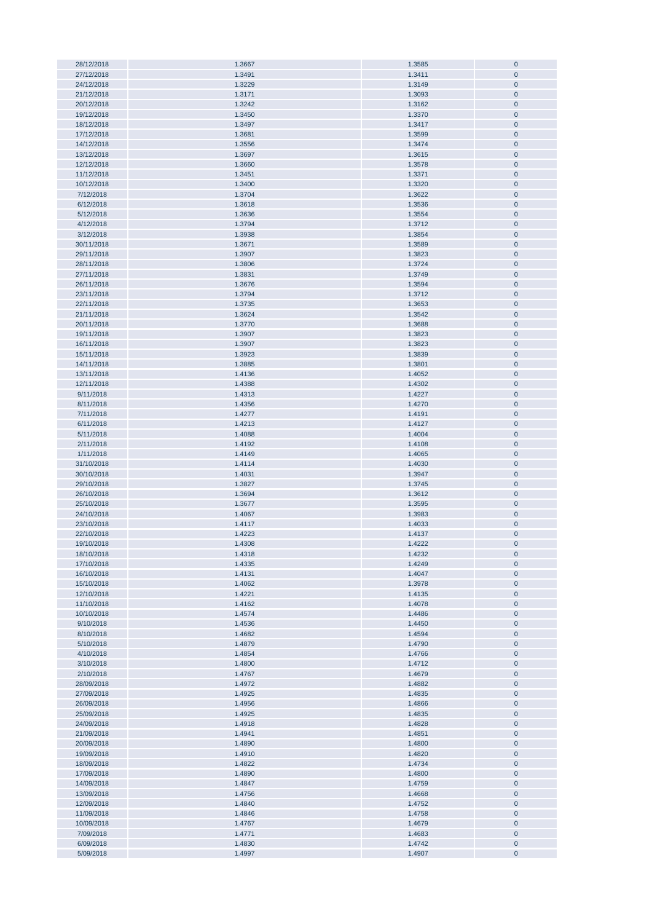| | | | |
|---|---|---|---|
| 28/12/2018 | 1.3667 | 1.3585 | 0 |
| 27/12/2018 | 1.3491 | 1.3411 | 0 |
| 24/12/2018 | 1.3229 | 1.3149 | 0 |
| 21/12/2018 | 1.3171 | 1.3093 | 0 |
| 20/12/2018 | 1.3242 | 1.3162 | 0 |
| 19/12/2018 | 1.3450 | 1.3370 | 0 |
| 18/12/2018 | 1.3497 | 1.3417 | 0 |
| 17/12/2018 | 1.3681 | 1.3599 | 0 |
| 14/12/2018 | 1.3556 | 1.3474 | 0 |
| 13/12/2018 | 1.3697 | 1.3615 | 0 |
| 12/12/2018 | 1.3660 | 1.3578 | 0 |
| 11/12/2018 | 1.3451 | 1.3371 | 0 |
| 10/12/2018 | 1.3400 | 1.3320 | 0 |
| 7/12/2018 | 1.3704 | 1.3622 | 0 |
| 6/12/2018 | 1.3618 | 1.3536 | 0 |
| 5/12/2018 | 1.3636 | 1.3554 | 0 |
| 4/12/2018 | 1.3794 | 1.3712 | 0 |
| 3/12/2018 | 1.3938 | 1.3854 | 0 |
| 30/11/2018 | 1.3671 | 1.3589 | 0 |
| 29/11/2018 | 1.3907 | 1.3823 | 0 |
| 28/11/2018 | 1.3806 | 1.3724 | 0 |
| 27/11/2018 | 1.3831 | 1.3749 | 0 |
| 26/11/2018 | 1.3676 | 1.3594 | 0 |
| 23/11/2018 | 1.3794 | 1.3712 | 0 |
| 22/11/2018 | 1.3735 | 1.3653 | 0 |
| 21/11/2018 | 1.3624 | 1.3542 | 0 |
| 20/11/2018 | 1.3770 | 1.3688 | 0 |
| 19/11/2018 | 1.3907 | 1.3823 | 0 |
| 16/11/2018 | 1.3907 | 1.3823 | 0 |
| 15/11/2018 | 1.3923 | 1.3839 | 0 |
| 14/11/2018 | 1.3885 | 1.3801 | 0 |
| 13/11/2018 | 1.4136 | 1.4052 | 0 |
| 12/11/2018 | 1.4388 | 1.4302 | 0 |
| 9/11/2018 | 1.4313 | 1.4227 | 0 |
| 8/11/2018 | 1.4356 | 1.4270 | 0 |
| 7/11/2018 | 1.4277 | 1.4191 | 0 |
| 6/11/2018 | 1.4213 | 1.4127 | 0 |
| 5/11/2018 | 1.4088 | 1.4004 | 0 |
| 2/11/2018 | 1.4192 | 1.4108 | 0 |
| 1/11/2018 | 1.4149 | 1.4065 | 0 |
| 31/10/2018 | 1.4114 | 1.4030 | 0 |
| 30/10/2018 | 1.4031 | 1.3947 | 0 |
| 29/10/2018 | 1.3827 | 1.3745 | 0 |
| 26/10/2018 | 1.3694 | 1.3612 | 0 |
| 25/10/2018 | 1.3677 | 1.3595 | 0 |
| 24/10/2018 | 1.4067 | 1.3983 | 0 |
| 23/10/2018 | 1.4117 | 1.4033 | 0 |
| 22/10/2018 | 1.4223 | 1.4137 | 0 |
| 19/10/2018 | 1.4308 | 1.4222 | 0 |
| 18/10/2018 | 1.4318 | 1.4232 | 0 |
| 17/10/2018 | 1.4335 | 1.4249 | 0 |
| 16/10/2018 | 1.4131 | 1.4047 | 0 |
| 15/10/2018 | 1.4062 | 1.3978 | 0 |
| 12/10/2018 | 1.4221 | 1.4135 | 0 |
| 11/10/2018 | 1.4162 | 1.4078 | 0 |
| 10/10/2018 | 1.4574 | 1.4486 | 0 |
| 9/10/2018 | 1.4536 | 1.4450 | 0 |
| 8/10/2018 | 1.4682 | 1.4594 | 0 |
| 5/10/2018 | 1.4879 | 1.4790 | 0 |
| 4/10/2018 | 1.4854 | 1.4766 | 0 |
| 3/10/2018 | 1.4800 | 1.4712 | 0 |
| 2/10/2018 | 1.4767 | 1.4679 | 0 |
| 28/09/2018 | 1.4972 | 1.4882 | 0 |
| 27/09/2018 | 1.4925 | 1.4835 | 0 |
| 26/09/2018 | 1.4956 | 1.4866 | 0 |
| 25/09/2018 | 1.4925 | 1.4835 | 0 |
| 24/09/2018 | 1.4918 | 1.4828 | 0 |
| 21/09/2018 | 1.4941 | 1.4851 | 0 |
| 20/09/2018 | 1.4890 | 1.4800 | 0 |
| 19/09/2018 | 1.4910 | 1.4820 | 0 |
| 18/09/2018 | 1.4822 | 1.4734 | 0 |
| 17/09/2018 | 1.4890 | 1.4800 | 0 |
| 14/09/2018 | 1.4847 | 1.4759 | 0 |
| 13/09/2018 | 1.4756 | 1.4668 | 0 |
| 12/09/2018 | 1.4840 | 1.4752 | 0 |
| 11/09/2018 | 1.4846 | 1.4758 | 0 |
| 10/09/2018 | 1.4767 | 1.4679 | 0 |
| 7/09/2018 | 1.4771 | 1.4683 | 0 |
| 6/09/2018 | 1.4830 | 1.4742 | 0 |
| 5/09/2018 | 1.4997 | 1.4907 | 0 |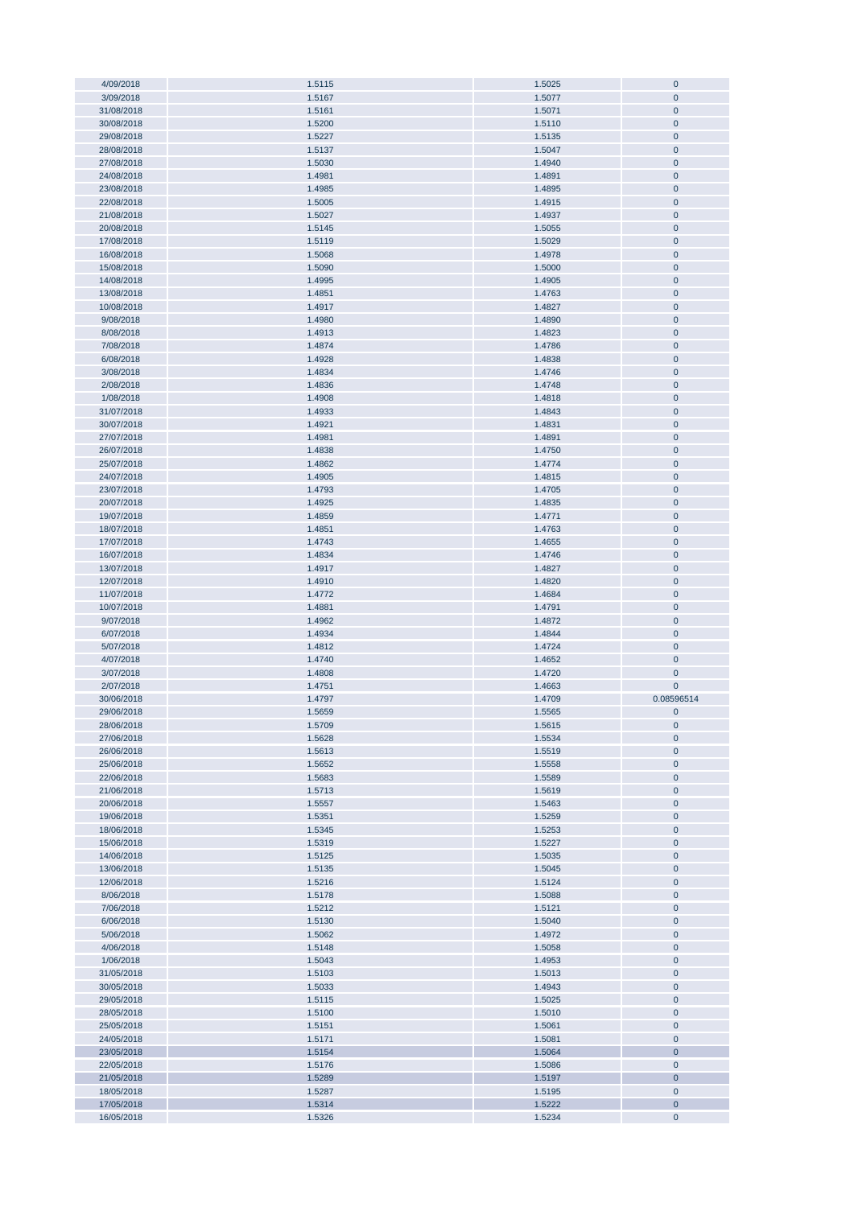| | | | |
|---|---|---|---|
| 4/09/2018 | 1.5115 | 1.5025 | 0 |
| 3/09/2018 | 1.5167 | 1.5077 | 0 |
| 31/08/2018 | 1.5161 | 1.5071 | 0 |
| 30/08/2018 | 1.5200 | 1.5110 | 0 |
| 29/08/2018 | 1.5227 | 1.5135 | 0 |
| 28/08/2018 | 1.5137 | 1.5047 | 0 |
| 27/08/2018 | 1.5030 | 1.4940 | 0 |
| 24/08/2018 | 1.4981 | 1.4891 | 0 |
| 23/08/2018 | 1.4985 | 1.4895 | 0 |
| 22/08/2018 | 1.5005 | 1.4915 | 0 |
| 21/08/2018 | 1.5027 | 1.4937 | 0 |
| 20/08/2018 | 1.5145 | 1.5055 | 0 |
| 17/08/2018 | 1.5119 | 1.5029 | 0 |
| 16/08/2018 | 1.5068 | 1.4978 | 0 |
| 15/08/2018 | 1.5090 | 1.5000 | 0 |
| 14/08/2018 | 1.4995 | 1.4905 | 0 |
| 13/08/2018 | 1.4851 | 1.4763 | 0 |
| 10/08/2018 | 1.4917 | 1.4827 | 0 |
| 9/08/2018 | 1.4980 | 1.4890 | 0 |
| 8/08/2018 | 1.4913 | 1.4823 | 0 |
| 7/08/2018 | 1.4874 | 1.4786 | 0 |
| 6/08/2018 | 1.4928 | 1.4838 | 0 |
| 3/08/2018 | 1.4834 | 1.4746 | 0 |
| 2/08/2018 | 1.4836 | 1.4748 | 0 |
| 1/08/2018 | 1.4908 | 1.4818 | 0 |
| 31/07/2018 | 1.4933 | 1.4843 | 0 |
| 30/07/2018 | 1.4921 | 1.4831 | 0 |
| 27/07/2018 | 1.4981 | 1.4891 | 0 |
| 26/07/2018 | 1.4838 | 1.4750 | 0 |
| 25/07/2018 | 1.4862 | 1.4774 | 0 |
| 24/07/2018 | 1.4905 | 1.4815 | 0 |
| 23/07/2018 | 1.4793 | 1.4705 | 0 |
| 20/07/2018 | 1.4925 | 1.4835 | 0 |
| 19/07/2018 | 1.4859 | 1.4771 | 0 |
| 18/07/2018 | 1.4851 | 1.4763 | 0 |
| 17/07/2018 | 1.4743 | 1.4655 | 0 |
| 16/07/2018 | 1.4834 | 1.4746 | 0 |
| 13/07/2018 | 1.4917 | 1.4827 | 0 |
| 12/07/2018 | 1.4910 | 1.4820 | 0 |
| 11/07/2018 | 1.4772 | 1.4684 | 0 |
| 10/07/2018 | 1.4881 | 1.4791 | 0 |
| 9/07/2018 | 1.4962 | 1.4872 | 0 |
| 6/07/2018 | 1.4934 | 1.4844 | 0 |
| 5/07/2018 | 1.4812 | 1.4724 | 0 |
| 4/07/2018 | 1.4740 | 1.4652 | 0 |
| 3/07/2018 | 1.4808 | 1.4720 | 0 |
| 2/07/2018 | 1.4751 | 1.4663 | 0 |
| 30/06/2018 | 1.4797 | 1.4709 | 0.08596514 |
| 29/06/2018 | 1.5659 | 1.5565 | 0 |
| 28/06/2018 | 1.5709 | 1.5615 | 0 |
| 27/06/2018 | 1.5628 | 1.5534 | 0 |
| 26/06/2018 | 1.5613 | 1.5519 | 0 |
| 25/06/2018 | 1.5652 | 1.5558 | 0 |
| 22/06/2018 | 1.5683 | 1.5589 | 0 |
| 21/06/2018 | 1.5713 | 1.5619 | 0 |
| 20/06/2018 | 1.5557 | 1.5463 | 0 |
| 19/06/2018 | 1.5351 | 1.5259 | 0 |
| 18/06/2018 | 1.5345 | 1.5253 | 0 |
| 15/06/2018 | 1.5319 | 1.5227 | 0 |
| 14/06/2018 | 1.5125 | 1.5035 | 0 |
| 13/06/2018 | 1.5135 | 1.5045 | 0 |
| 12/06/2018 | 1.5216 | 1.5124 | 0 |
| 8/06/2018 | 1.5178 | 1.5088 | 0 |
| 7/06/2018 | 1.5212 | 1.5121 | 0 |
| 6/06/2018 | 1.5130 | 1.5040 | 0 |
| 5/06/2018 | 1.5062 | 1.4972 | 0 |
| 4/06/2018 | 1.5148 | 1.5058 | 0 |
| 1/06/2018 | 1.5043 | 1.4953 | 0 |
| 31/05/2018 | 1.5103 | 1.5013 | 0 |
| 30/05/2018 | 1.5033 | 1.4943 | 0 |
| 29/05/2018 | 1.5115 | 1.5025 | 0 |
| 28/05/2018 | 1.5100 | 1.5010 | 0 |
| 25/05/2018 | 1.5151 | 1.5061 | 0 |
| 24/05/2018 | 1.5171 | 1.5081 | 0 |
| 23/05/2018 | 1.5154 | 1.5064 | 0 |
| 22/05/2018 | 1.5176 | 1.5086 | 0 |
| 21/05/2018 | 1.5289 | 1.5197 | 0 |
| 18/05/2018 | 1.5287 | 1.5195 | 0 |
| 17/05/2018 | 1.5314 | 1.5222 | 0 |
| 16/05/2018 | 1.5326 | 1.5234 | 0 |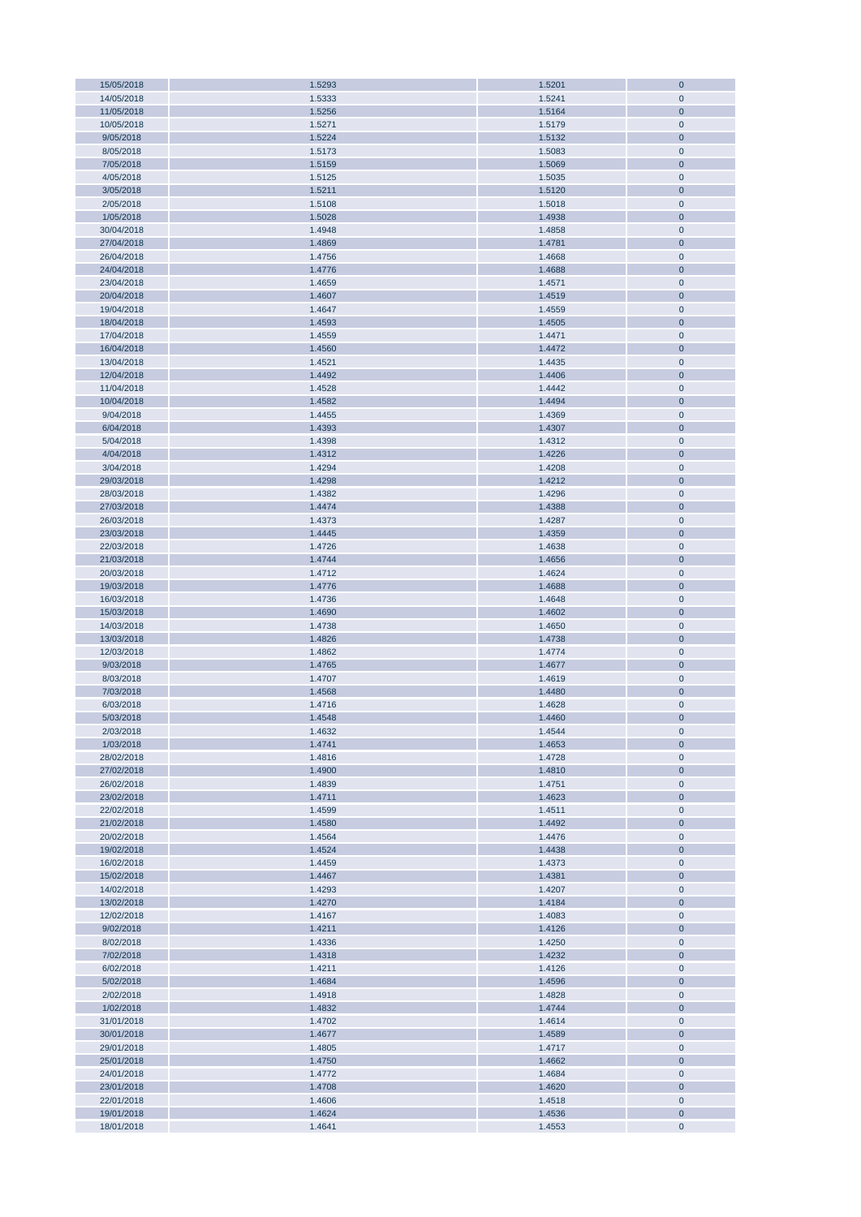| | | | |
|---|---|---|---|
| 15/05/2018 | 1.5293 | 1.5201 | 0 |
| 14/05/2018 | 1.5333 | 1.5241 | 0 |
| 11/05/2018 | 1.5256 | 1.5164 | 0 |
| 10/05/2018 | 1.5271 | 1.5179 | 0 |
| 9/05/2018 | 1.5224 | 1.5132 | 0 |
| 8/05/2018 | 1.5173 | 1.5083 | 0 |
| 7/05/2018 | 1.5159 | 1.5069 | 0 |
| 4/05/2018 | 1.5125 | 1.5035 | 0 |
| 3/05/2018 | 1.5211 | 1.5120 | 0 |
| 2/05/2018 | 1.5108 | 1.5018 | 0 |
| 1/05/2018 | 1.5028 | 1.4938 | 0 |
| 30/04/2018 | 1.4948 | 1.4858 | 0 |
| 27/04/2018 | 1.4869 | 1.4781 | 0 |
| 26/04/2018 | 1.4756 | 1.4668 | 0 |
| 24/04/2018 | 1.4776 | 1.4688 | 0 |
| 23/04/2018 | 1.4659 | 1.4571 | 0 |
| 20/04/2018 | 1.4607 | 1.4519 | 0 |
| 19/04/2018 | 1.4647 | 1.4559 | 0 |
| 18/04/2018 | 1.4593 | 1.4505 | 0 |
| 17/04/2018 | 1.4559 | 1.4471 | 0 |
| 16/04/2018 | 1.4560 | 1.4472 | 0 |
| 13/04/2018 | 1.4521 | 1.4435 | 0 |
| 12/04/2018 | 1.4492 | 1.4406 | 0 |
| 11/04/2018 | 1.4528 | 1.4442 | 0 |
| 10/04/2018 | 1.4582 | 1.4494 | 0 |
| 9/04/2018 | 1.4455 | 1.4369 | 0 |
| 6/04/2018 | 1.4393 | 1.4307 | 0 |
| 5/04/2018 | 1.4398 | 1.4312 | 0 |
| 4/04/2018 | 1.4312 | 1.4226 | 0 |
| 3/04/2018 | 1.4294 | 1.4208 | 0 |
| 29/03/2018 | 1.4298 | 1.4212 | 0 |
| 28/03/2018 | 1.4382 | 1.4296 | 0 |
| 27/03/2018 | 1.4474 | 1.4388 | 0 |
| 26/03/2018 | 1.4373 | 1.4287 | 0 |
| 23/03/2018 | 1.4445 | 1.4359 | 0 |
| 22/03/2018 | 1.4726 | 1.4638 | 0 |
| 21/03/2018 | 1.4744 | 1.4656 | 0 |
| 20/03/2018 | 1.4712 | 1.4624 | 0 |
| 19/03/2018 | 1.4776 | 1.4688 | 0 |
| 16/03/2018 | 1.4736 | 1.4648 | 0 |
| 15/03/2018 | 1.4690 | 1.4602 | 0 |
| 14/03/2018 | 1.4738 | 1.4650 | 0 |
| 13/03/2018 | 1.4826 | 1.4738 | 0 |
| 12/03/2018 | 1.4862 | 1.4774 | 0 |
| 9/03/2018 | 1.4765 | 1.4677 | 0 |
| 8/03/2018 | 1.4707 | 1.4619 | 0 |
| 7/03/2018 | 1.4568 | 1.4480 | 0 |
| 6/03/2018 | 1.4716 | 1.4628 | 0 |
| 5/03/2018 | 1.4548 | 1.4460 | 0 |
| 2/03/2018 | 1.4632 | 1.4544 | 0 |
| 1/03/2018 | 1.4741 | 1.4653 | 0 |
| 28/02/2018 | 1.4816 | 1.4728 | 0 |
| 27/02/2018 | 1.4900 | 1.4810 | 0 |
| 26/02/2018 | 1.4839 | 1.4751 | 0 |
| 23/02/2018 | 1.4711 | 1.4623 | 0 |
| 22/02/2018 | 1.4599 | 1.4511 | 0 |
| 21/02/2018 | 1.4580 | 1.4492 | 0 |
| 20/02/2018 | 1.4564 | 1.4476 | 0 |
| 19/02/2018 | 1.4524 | 1.4438 | 0 |
| 16/02/2018 | 1.4459 | 1.4373 | 0 |
| 15/02/2018 | 1.4467 | 1.4381 | 0 |
| 14/02/2018 | 1.4293 | 1.4207 | 0 |
| 13/02/2018 | 1.4270 | 1.4184 | 0 |
| 12/02/2018 | 1.4167 | 1.4083 | 0 |
| 9/02/2018 | 1.4211 | 1.4126 | 0 |
| 8/02/2018 | 1.4336 | 1.4250 | 0 |
| 7/02/2018 | 1.4318 | 1.4232 | 0 |
| 6/02/2018 | 1.4211 | 1.4126 | 0 |
| 5/02/2018 | 1.4684 | 1.4596 | 0 |
| 2/02/2018 | 1.4918 | 1.4828 | 0 |
| 1/02/2018 | 1.4832 | 1.4744 | 0 |
| 31/01/2018 | 1.4702 | 1.4614 | 0 |
| 30/01/2018 | 1.4677 | 1.4589 | 0 |
| 29/01/2018 | 1.4805 | 1.4717 | 0 |
| 25/01/2018 | 1.4750 | 1.4662 | 0 |
| 24/01/2018 | 1.4772 | 1.4684 | 0 |
| 23/01/2018 | 1.4708 | 1.4620 | 0 |
| 22/01/2018 | 1.4606 | 1.4518 | 0 |
| 19/01/2018 | 1.4624 | 1.4536 | 0 |
| 18/01/2018 | 1.4641 | 1.4553 | 0 |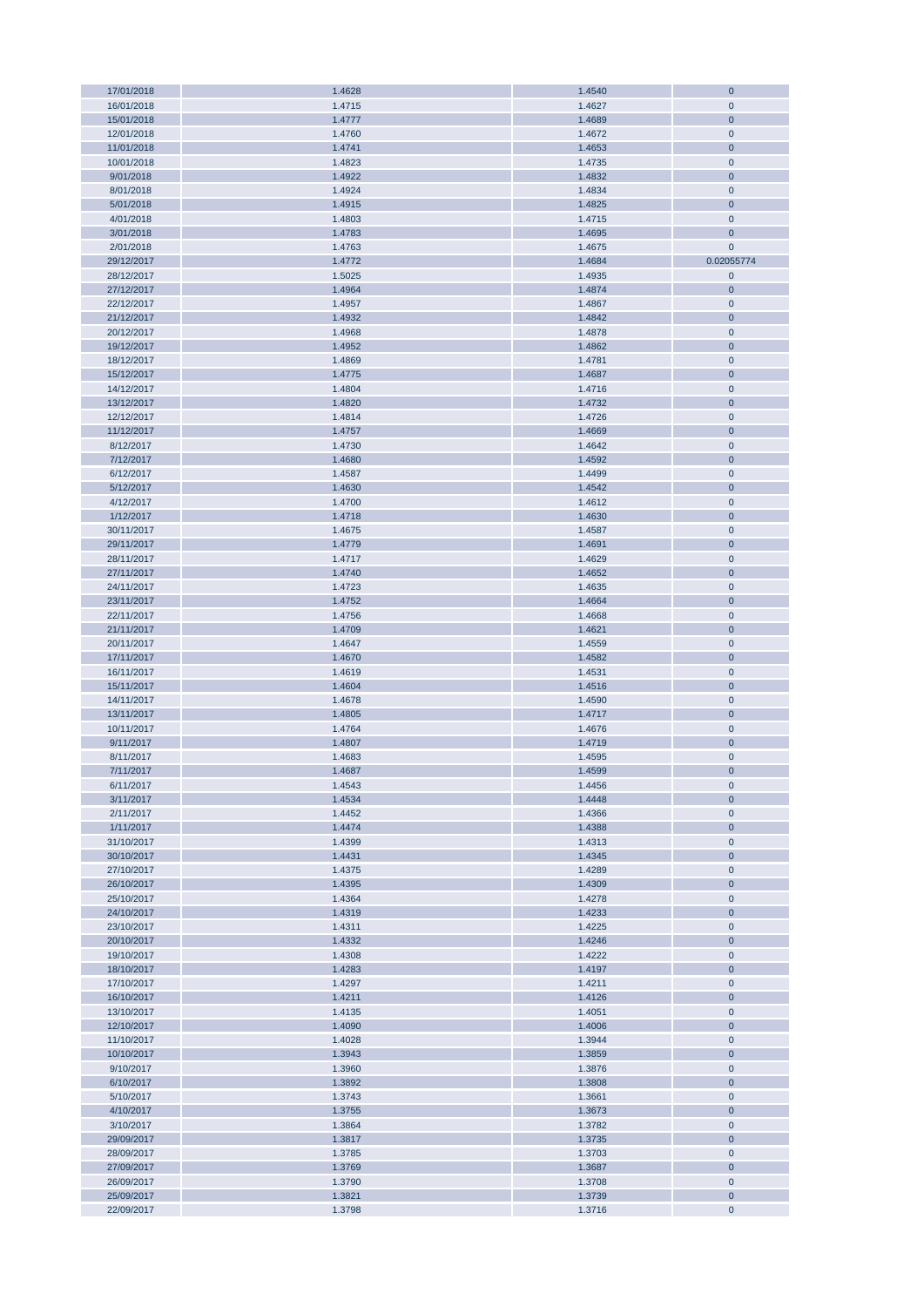| 17/01/2018 | 1.4628 | 1.4540 | 0 |
|---|---|---|---|
| 16/01/2018 | 1.4715 | 1.4627 | 0 |
| 15/01/2018 | 1.4777 | 1.4689 | 0 |
| 12/01/2018 | 1.4760 | 1.4672 | 0 |
| 11/01/2018 | 1.4741 | 1.4653 | 0 |
| 10/01/2018 | 1.4823 | 1.4735 | 0 |
| 9/01/2018 | 1.4922 | 1.4832 | 0 |
| 8/01/2018 | 1.4924 | 1.4834 | 0 |
| 5/01/2018 | 1.4915 | 1.4825 | 0 |
| 4/01/2018 | 1.4803 | 1.4715 | 0 |
| 3/01/2018 | 1.4783 | 1.4695 | 0 |
| 2/01/2018 | 1.4763 | 1.4675 | 0 |
| 29/12/2017 | 1.4772 | 1.4684 | 0.02055774 |
| 28/12/2017 | 1.5025 | 1.4935 | 0 |
| 27/12/2017 | 1.4964 | 1.4874 | 0 |
| 22/12/2017 | 1.4957 | 1.4867 | 0 |
| 21/12/2017 | 1.4932 | 1.4842 | 0 |
| 20/12/2017 | 1.4968 | 1.4878 | 0 |
| 19/12/2017 | 1.4952 | 1.4862 | 0 |
| 18/12/2017 | 1.4869 | 1.4781 | 0 |
| 15/12/2017 | 1.4775 | 1.4687 | 0 |
| 14/12/2017 | 1.4804 | 1.4716 | 0 |
| 13/12/2017 | 1.4820 | 1.4732 | 0 |
| 12/12/2017 | 1.4814 | 1.4726 | 0 |
| 11/12/2017 | 1.4757 | 1.4669 | 0 |
| 8/12/2017 | 1.4730 | 1.4642 | 0 |
| 7/12/2017 | 1.4680 | 1.4592 | 0 |
| 6/12/2017 | 1.4587 | 1.4499 | 0 |
| 5/12/2017 | 1.4630 | 1.4542 | 0 |
| 4/12/2017 | 1.4700 | 1.4612 | 0 |
| 1/12/2017 | 1.4718 | 1.4630 | 0 |
| 30/11/2017 | 1.4675 | 1.4587 | 0 |
| 29/11/2017 | 1.4779 | 1.4691 | 0 |
| 28/11/2017 | 1.4717 | 1.4629 | 0 |
| 27/11/2017 | 1.4740 | 1.4652 | 0 |
| 24/11/2017 | 1.4723 | 1.4635 | 0 |
| 23/11/2017 | 1.4752 | 1.4664 | 0 |
| 22/11/2017 | 1.4756 | 1.4668 | 0 |
| 21/11/2017 | 1.4709 | 1.4621 | 0 |
| 20/11/2017 | 1.4647 | 1.4559 | 0 |
| 17/11/2017 | 1.4670 | 1.4582 | 0 |
| 16/11/2017 | 1.4619 | 1.4531 | 0 |
| 15/11/2017 | 1.4604 | 1.4516 | 0 |
| 14/11/2017 | 1.4678 | 1.4590 | 0 |
| 13/11/2017 | 1.4805 | 1.4717 | 0 |
| 10/11/2017 | 1.4764 | 1.4676 | 0 |
| 9/11/2017 | 1.4807 | 1.4719 | 0 |
| 8/11/2017 | 1.4683 | 1.4595 | 0 |
| 7/11/2017 | 1.4687 | 1.4599 | 0 |
| 6/11/2017 | 1.4543 | 1.4456 | 0 |
| 3/11/2017 | 1.4534 | 1.4448 | 0 |
| 2/11/2017 | 1.4452 | 1.4366 | 0 |
| 1/11/2017 | 1.4474 | 1.4388 | 0 |
| 31/10/2017 | 1.4399 | 1.4313 | 0 |
| 30/10/2017 | 1.4431 | 1.4345 | 0 |
| 27/10/2017 | 1.4375 | 1.4289 | 0 |
| 26/10/2017 | 1.4395 | 1.4309 | 0 |
| 25/10/2017 | 1.4364 | 1.4278 | 0 |
| 24/10/2017 | 1.4319 | 1.4233 | 0 |
| 23/10/2017 | 1.4311 | 1.4225 | 0 |
| 20/10/2017 | 1.4332 | 1.4246 | 0 |
| 19/10/2017 | 1.4308 | 1.4222 | 0 |
| 18/10/2017 | 1.4283 | 1.4197 | 0 |
| 17/10/2017 | 1.4297 | 1.4211 | 0 |
| 16/10/2017 | 1.4211 | 1.4126 | 0 |
| 13/10/2017 | 1.4135 | 1.4051 | 0 |
| 12/10/2017 | 1.4090 | 1.4006 | 0 |
| 11/10/2017 | 1.4028 | 1.3944 | 0 |
| 10/10/2017 | 1.3943 | 1.3859 | 0 |
| 9/10/2017 | 1.3960 | 1.3876 | 0 |
| 6/10/2017 | 1.3892 | 1.3808 | 0 |
| 5/10/2017 | 1.3743 | 1.3661 | 0 |
| 4/10/2017 | 1.3755 | 1.3673 | 0 |
| 3/10/2017 | 1.3864 | 1.3782 | 0 |
| 29/09/2017 | 1.3817 | 1.3735 | 0 |
| 28/09/2017 | 1.3785 | 1.3703 | 0 |
| 27/09/2017 | 1.3769 | 1.3687 | 0 |
| 26/09/2017 | 1.3790 | 1.3708 | 0 |
| 25/09/2017 | 1.3821 | 1.3739 | 0 |
| 22/09/2017 | 1.3798 | 1.3716 | 0 |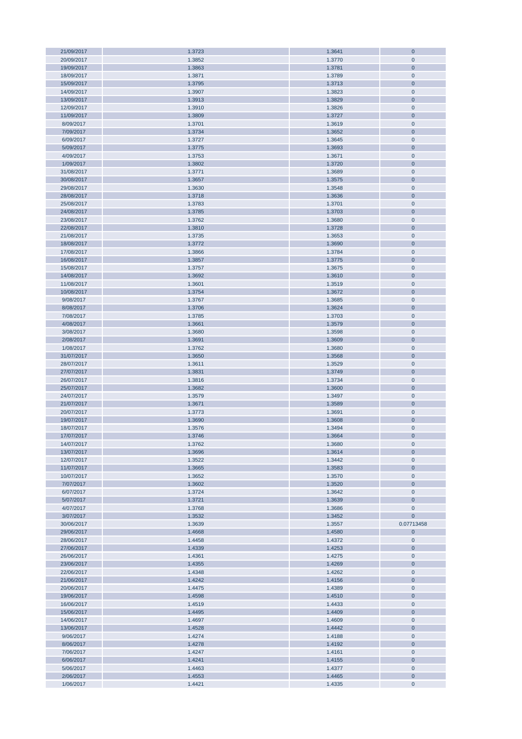| | | | |
|---|---|---|---|
| 21/09/2017 | 1.3723 | 1.3641 | 0 |
| 20/09/2017 | 1.3852 | 1.3770 | 0 |
| 19/09/2017 | 1.3863 | 1.3781 | 0 |
| 18/09/2017 | 1.3871 | 1.3789 | 0 |
| 15/09/2017 | 1.3795 | 1.3713 | 0 |
| 14/09/2017 | 1.3907 | 1.3823 | 0 |
| 13/09/2017 | 1.3913 | 1.3829 | 0 |
| 12/09/2017 | 1.3910 | 1.3826 | 0 |
| 11/09/2017 | 1.3809 | 1.3727 | 0 |
| 8/09/2017 | 1.3701 | 1.3619 | 0 |
| 7/09/2017 | 1.3734 | 1.3652 | 0 |
| 6/09/2017 | 1.3727 | 1.3645 | 0 |
| 5/09/2017 | 1.3775 | 1.3693 | 0 |
| 4/09/2017 | 1.3753 | 1.3671 | 0 |
| 1/09/2017 | 1.3802 | 1.3720 | 0 |
| 31/08/2017 | 1.3771 | 1.3689 | 0 |
| 30/08/2017 | 1.3657 | 1.3575 | 0 |
| 29/08/2017 | 1.3630 | 1.3548 | 0 |
| 28/08/2017 | 1.3718 | 1.3636 | 0 |
| 25/08/2017 | 1.3783 | 1.3701 | 0 |
| 24/08/2017 | 1.3785 | 1.3703 | 0 |
| 23/08/2017 | 1.3762 | 1.3680 | 0 |
| 22/08/2017 | 1.3810 | 1.3728 | 0 |
| 21/08/2017 | 1.3735 | 1.3653 | 0 |
| 18/08/2017 | 1.3772 | 1.3690 | 0 |
| 17/08/2017 | 1.3866 | 1.3784 | 0 |
| 16/08/2017 | 1.3857 | 1.3775 | 0 |
| 15/08/2017 | 1.3757 | 1.3675 | 0 |
| 14/08/2017 | 1.3692 | 1.3610 | 0 |
| 11/08/2017 | 1.3601 | 1.3519 | 0 |
| 10/08/2017 | 1.3754 | 1.3672 | 0 |
| 9/08/2017 | 1.3767 | 1.3685 | 0 |
| 8/08/2017 | 1.3706 | 1.3624 | 0 |
| 7/08/2017 | 1.3785 | 1.3703 | 0 |
| 4/08/2017 | 1.3661 | 1.3579 | 0 |
| 3/08/2017 | 1.3680 | 1.3598 | 0 |
| 2/08/2017 | 1.3691 | 1.3609 | 0 |
| 1/08/2017 | 1.3762 | 1.3680 | 0 |
| 31/07/2017 | 1.3650 | 1.3568 | 0 |
| 28/07/2017 | 1.3611 | 1.3529 | 0 |
| 27/07/2017 | 1.3831 | 1.3749 | 0 |
| 26/07/2017 | 1.3816 | 1.3734 | 0 |
| 25/07/2017 | 1.3682 | 1.3600 | 0 |
| 24/07/2017 | 1.3579 | 1.3497 | 0 |
| 21/07/2017 | 1.3671 | 1.3589 | 0 |
| 20/07/2017 | 1.3773 | 1.3691 | 0 |
| 19/07/2017 | 1.3690 | 1.3608 | 0 |
| 18/07/2017 | 1.3576 | 1.3494 | 0 |
| 17/07/2017 | 1.3746 | 1.3664 | 0 |
| 14/07/2017 | 1.3762 | 1.3680 | 0 |
| 13/07/2017 | 1.3696 | 1.3614 | 0 |
| 12/07/2017 | 1.3522 | 1.3442 | 0 |
| 11/07/2017 | 1.3665 | 1.3583 | 0 |
| 10/07/2017 | 1.3652 | 1.3570 | 0 |
| 7/07/2017 | 1.3602 | 1.3520 | 0 |
| 6/07/2017 | 1.3724 | 1.3642 | 0 |
| 5/07/2017 | 1.3721 | 1.3639 | 0 |
| 4/07/2017 | 1.3768 | 1.3686 | 0 |
| 3/07/2017 | 1.3532 | 1.3452 | 0 |
| 30/06/2017 | 1.3639 | 1.3557 | 0.07713458 |
| 29/06/2017 | 1.4668 | 1.4580 | 0 |
| 28/06/2017 | 1.4458 | 1.4372 | 0 |
| 27/06/2017 | 1.4339 | 1.4253 | 0 |
| 26/06/2017 | 1.4361 | 1.4275 | 0 |
| 23/06/2017 | 1.4355 | 1.4269 | 0 |
| 22/06/2017 | 1.4348 | 1.4262 | 0 |
| 21/06/2017 | 1.4242 | 1.4156 | 0 |
| 20/06/2017 | 1.4475 | 1.4389 | 0 |
| 19/06/2017 | 1.4598 | 1.4510 | 0 |
| 16/06/2017 | 1.4519 | 1.4433 | 0 |
| 15/06/2017 | 1.4495 | 1.4409 | 0 |
| 14/06/2017 | 1.4697 | 1.4609 | 0 |
| 13/06/2017 | 1.4528 | 1.4442 | 0 |
| 9/06/2017 | 1.4274 | 1.4188 | 0 |
| 8/06/2017 | 1.4278 | 1.4192 | 0 |
| 7/06/2017 | 1.4247 | 1.4161 | 0 |
| 6/06/2017 | 1.4241 | 1.4155 | 0 |
| 5/06/2017 | 1.4463 | 1.4377 | 0 |
| 2/06/2017 | 1.4553 | 1.4465 | 0 |
| 1/06/2017 | 1.4421 | 1.4335 | 0 |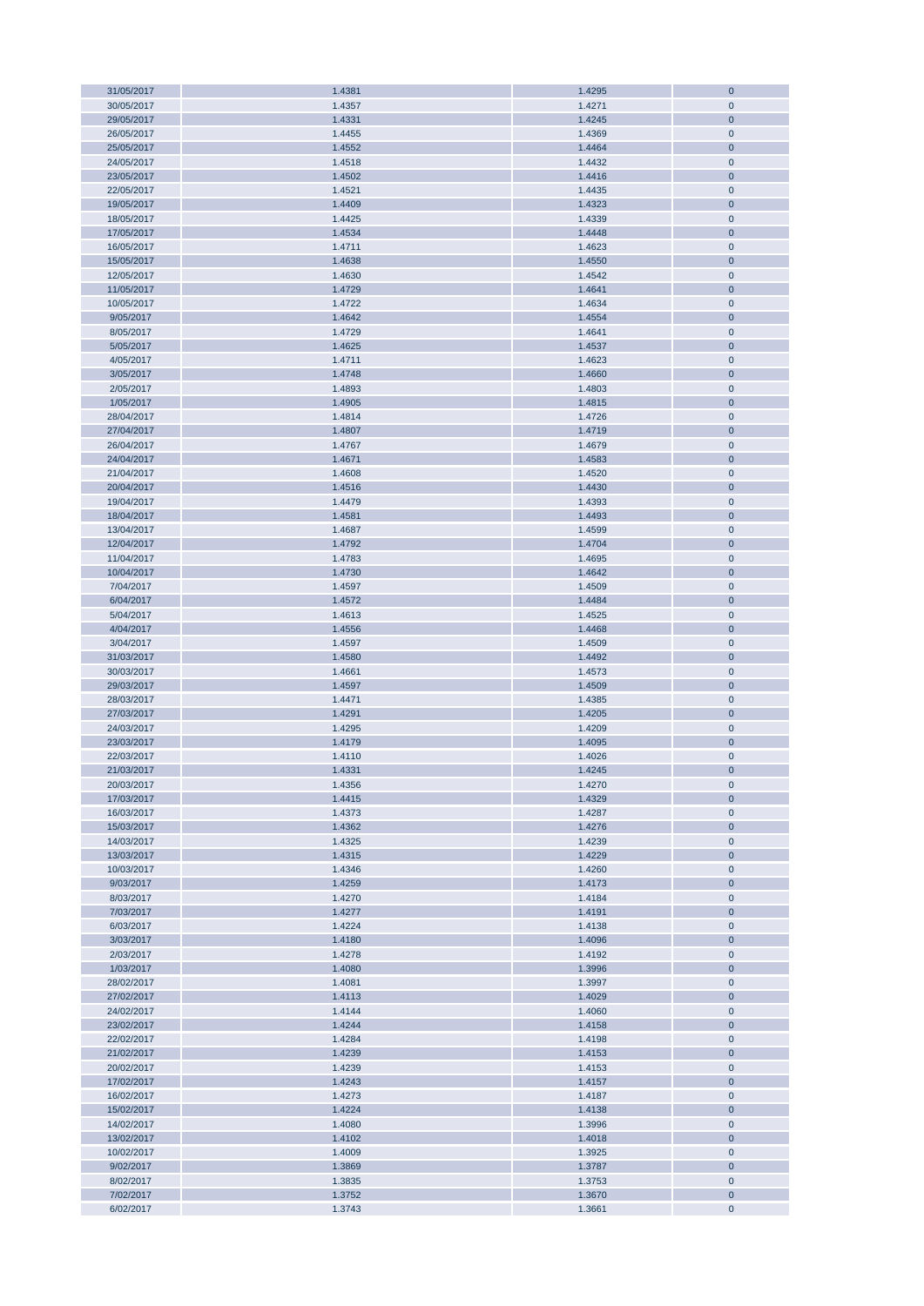| | | | |
|---|---|---|---|
| 31/05/2017 | 1.4381 | 1.4295 | 0 |
| 30/05/2017 | 1.4357 | 1.4271 | 0 |
| 29/05/2017 | 1.4331 | 1.4245 | 0 |
| 26/05/2017 | 1.4455 | 1.4369 | 0 |
| 25/05/2017 | 1.4552 | 1.4464 | 0 |
| 24/05/2017 | 1.4518 | 1.4432 | 0 |
| 23/05/2017 | 1.4502 | 1.4416 | 0 |
| 22/05/2017 | 1.4521 | 1.4435 | 0 |
| 19/05/2017 | 1.4409 | 1.4323 | 0 |
| 18/05/2017 | 1.4425 | 1.4339 | 0 |
| 17/05/2017 | 1.4534 | 1.4448 | 0 |
| 16/05/2017 | 1.4711 | 1.4623 | 0 |
| 15/05/2017 | 1.4638 | 1.4550 | 0 |
| 12/05/2017 | 1.4630 | 1.4542 | 0 |
| 11/05/2017 | 1.4729 | 1.4641 | 0 |
| 10/05/2017 | 1.4722 | 1.4634 | 0 |
| 9/05/2017 | 1.4642 | 1.4554 | 0 |
| 8/05/2017 | 1.4729 | 1.4641 | 0 |
| 5/05/2017 | 1.4625 | 1.4537 | 0 |
| 4/05/2017 | 1.4711 | 1.4623 | 0 |
| 3/05/2017 | 1.4748 | 1.4660 | 0 |
| 2/05/2017 | 1.4893 | 1.4803 | 0 |
| 1/05/2017 | 1.4905 | 1.4815 | 0 |
| 28/04/2017 | 1.4814 | 1.4726 | 0 |
| 27/04/2017 | 1.4807 | 1.4719 | 0 |
| 26/04/2017 | 1.4767 | 1.4679 | 0 |
| 24/04/2017 | 1.4671 | 1.4583 | 0 |
| 21/04/2017 | 1.4608 | 1.4520 | 0 |
| 20/04/2017 | 1.4516 | 1.4430 | 0 |
| 19/04/2017 | 1.4479 | 1.4393 | 0 |
| 18/04/2017 | 1.4581 | 1.4493 | 0 |
| 13/04/2017 | 1.4687 | 1.4599 | 0 |
| 12/04/2017 | 1.4792 | 1.4704 | 0 |
| 11/04/2017 | 1.4783 | 1.4695 | 0 |
| 10/04/2017 | 1.4730 | 1.4642 | 0 |
| 7/04/2017 | 1.4597 | 1.4509 | 0 |
| 6/04/2017 | 1.4572 | 1.4484 | 0 |
| 5/04/2017 | 1.4613 | 1.4525 | 0 |
| 4/04/2017 | 1.4556 | 1.4468 | 0 |
| 3/04/2017 | 1.4597 | 1.4509 | 0 |
| 31/03/2017 | 1.4580 | 1.4492 | 0 |
| 30/03/2017 | 1.4661 | 1.4573 | 0 |
| 29/03/2017 | 1.4597 | 1.4509 | 0 |
| 28/03/2017 | 1.4471 | 1.4385 | 0 |
| 27/03/2017 | 1.4291 | 1.4205 | 0 |
| 24/03/2017 | 1.4295 | 1.4209 | 0 |
| 23/03/2017 | 1.4179 | 1.4095 | 0 |
| 22/03/2017 | 1.4110 | 1.4026 | 0 |
| 21/03/2017 | 1.4331 | 1.4245 | 0 |
| 20/03/2017 | 1.4356 | 1.4270 | 0 |
| 17/03/2017 | 1.4415 | 1.4329 | 0 |
| 16/03/2017 | 1.4373 | 1.4287 | 0 |
| 15/03/2017 | 1.4362 | 1.4276 | 0 |
| 14/03/2017 | 1.4325 | 1.4239 | 0 |
| 13/03/2017 | 1.4315 | 1.4229 | 0 |
| 10/03/2017 | 1.4346 | 1.4260 | 0 |
| 9/03/2017 | 1.4259 | 1.4173 | 0 |
| 8/03/2017 | 1.4270 | 1.4184 | 0 |
| 7/03/2017 | 1.4277 | 1.4191 | 0 |
| 6/03/2017 | 1.4224 | 1.4138 | 0 |
| 3/03/2017 | 1.4180 | 1.4096 | 0 |
| 2/03/2017 | 1.4278 | 1.4192 | 0 |
| 1/03/2017 | 1.4080 | 1.3996 | 0 |
| 28/02/2017 | 1.4081 | 1.3997 | 0 |
| 27/02/2017 | 1.4113 | 1.4029 | 0 |
| 24/02/2017 | 1.4144 | 1.4060 | 0 |
| 23/02/2017 | 1.4244 | 1.4158 | 0 |
| 22/02/2017 | 1.4284 | 1.4198 | 0 |
| 21/02/2017 | 1.4239 | 1.4153 | 0 |
| 20/02/2017 | 1.4239 | 1.4153 | 0 |
| 17/02/2017 | 1.4243 | 1.4157 | 0 |
| 16/02/2017 | 1.4273 | 1.4187 | 0 |
| 15/02/2017 | 1.4224 | 1.4138 | 0 |
| 14/02/2017 | 1.4080 | 1.3996 | 0 |
| 13/02/2017 | 1.4102 | 1.4018 | 0 |
| 10/02/2017 | 1.4009 | 1.3925 | 0 |
| 9/02/2017 | 1.3869 | 1.3787 | 0 |
| 8/02/2017 | 1.3835 | 1.3753 | 0 |
| 7/02/2017 | 1.3752 | 1.3670 | 0 |
| 6/02/2017 | 1.3743 | 1.3661 | 0 |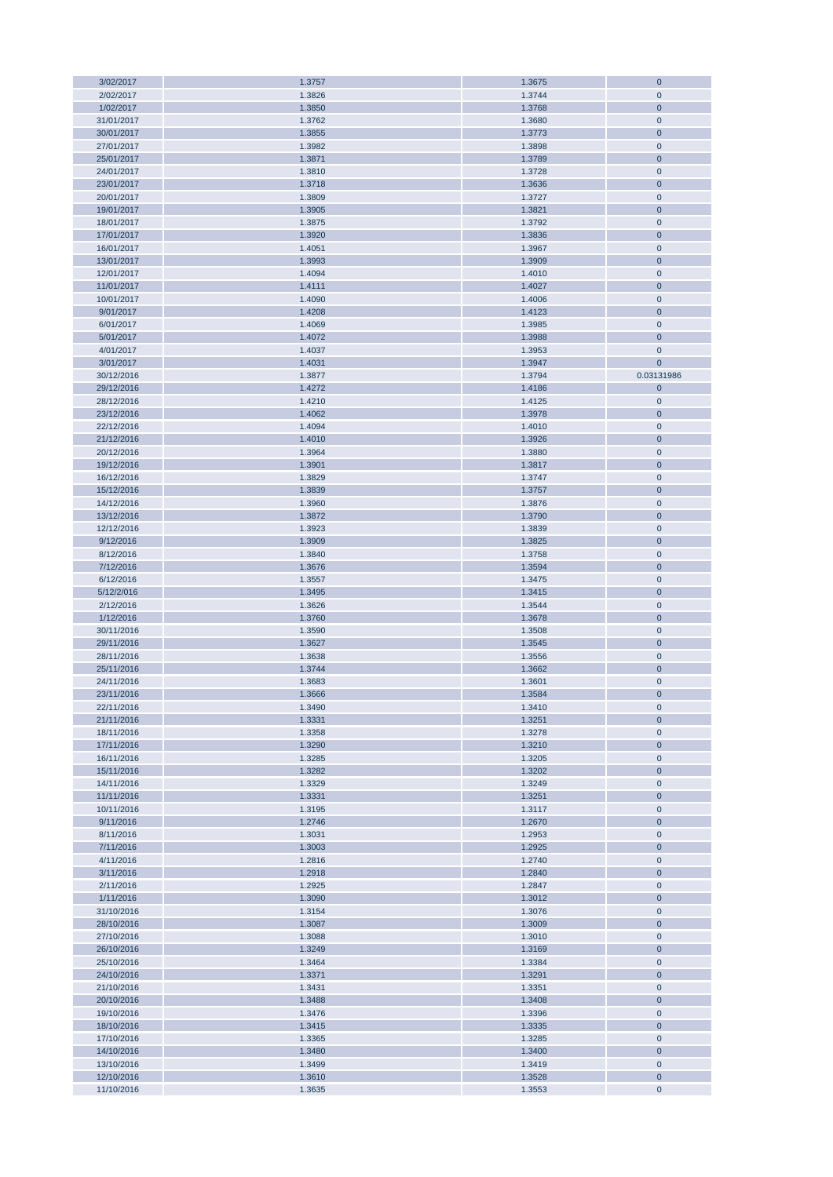| 3/02/2017 | 1.3757 | 1.3675 | 0 |
|---|---|---|---|
| 2/02/2017 | 1.3826 | 1.3744 | 0 |
| 1/02/2017 | 1.3850 | 1.3768 | 0 |
| 31/01/2017 | 1.3762 | 1.3680 | 0 |
| 30/01/2017 | 1.3855 | 1.3773 | 0 |
| 27/01/2017 | 1.3982 | 1.3898 | 0 |
| 25/01/2017 | 1.3871 | 1.3789 | 0 |
| 24/01/2017 | 1.3810 | 1.3728 | 0 |
| 23/01/2017 | 1.3718 | 1.3636 | 0 |
| 20/01/2017 | 1.3809 | 1.3727 | 0 |
| 19/01/2017 | 1.3905 | 1.3821 | 0 |
| 18/01/2017 | 1.3875 | 1.3792 | 0 |
| 17/01/2017 | 1.3920 | 1.3836 | 0 |
| 16/01/2017 | 1.4051 | 1.3967 | 0 |
| 13/01/2017 | 1.3993 | 1.3909 | 0 |
| 12/01/2017 | 1.4094 | 1.4010 | 0 |
| 11/01/2017 | 1.4111 | 1.4027 | 0 |
| 10/01/2017 | 1.4090 | 1.4006 | 0 |
| 9/01/2017 | 1.4208 | 1.4123 | 0 |
| 6/01/2017 | 1.4069 | 1.3985 | 0 |
| 5/01/2017 | 1.4072 | 1.3988 | 0 |
| 4/01/2017 | 1.4037 | 1.3953 | 0 |
| 3/01/2017 | 1.4031 | 1.3947 | 0 |
| 30/12/2016 | 1.3877 | 1.3794 | 0.03131986 |
| 29/12/2016 | 1.4272 | 1.4186 | 0 |
| 28/12/2016 | 1.4210 | 1.4125 | 0 |
| 23/12/2016 | 1.4062 | 1.3978 | 0 |
| 22/12/2016 | 1.4094 | 1.4010 | 0 |
| 21/12/2016 | 1.4010 | 1.3926 | 0 |
| 20/12/2016 | 1.3964 | 1.3880 | 0 |
| 19/12/2016 | 1.3901 | 1.3817 | 0 |
| 16/12/2016 | 1.3829 | 1.3747 | 0 |
| 15/12/2016 | 1.3839 | 1.3757 | 0 |
| 14/12/2016 | 1.3960 | 1.3876 | 0 |
| 13/12/2016 | 1.3872 | 1.3790 | 0 |
| 12/12/2016 | 1.3923 | 1.3839 | 0 |
| 9/12/2016 | 1.3909 | 1.3825 | 0 |
| 8/12/2016 | 1.3840 | 1.3758 | 0 |
| 7/12/2016 | 1.3676 | 1.3594 | 0 |
| 6/12/2016 | 1.3557 | 1.3475 | 0 |
| 5/12/2016 | 1.3495 | 1.3415 | 0 |
| 2/12/2016 | 1.3626 | 1.3544 | 0 |
| 1/12/2016 | 1.3760 | 1.3678 | 0 |
| 30/11/2016 | 1.3590 | 1.3508 | 0 |
| 29/11/2016 | 1.3627 | 1.3545 | 0 |
| 28/11/2016 | 1.3638 | 1.3556 | 0 |
| 25/11/2016 | 1.3744 | 1.3662 | 0 |
| 24/11/2016 | 1.3683 | 1.3601 | 0 |
| 23/11/2016 | 1.3666 | 1.3584 | 0 |
| 22/11/2016 | 1.3490 | 1.3410 | 0 |
| 21/11/2016 | 1.3331 | 1.3251 | 0 |
| 18/11/2016 | 1.3358 | 1.3278 | 0 |
| 17/11/2016 | 1.3290 | 1.3210 | 0 |
| 16/11/2016 | 1.3285 | 1.3205 | 0 |
| 15/11/2016 | 1.3282 | 1.3202 | 0 |
| 14/11/2016 | 1.3329 | 1.3249 | 0 |
| 11/11/2016 | 1.3331 | 1.3251 | 0 |
| 10/11/2016 | 1.3195 | 1.3117 | 0 |
| 9/11/2016 | 1.2746 | 1.2670 | 0 |
| 8/11/2016 | 1.3031 | 1.2953 | 0 |
| 7/11/2016 | 1.3003 | 1.2925 | 0 |
| 4/11/2016 | 1.2816 | 1.2740 | 0 |
| 3/11/2016 | 1.2918 | 1.2840 | 0 |
| 2/11/2016 | 1.2925 | 1.2847 | 0 |
| 1/11/2016 | 1.3090 | 1.3012 | 0 |
| 31/10/2016 | 1.3154 | 1.3076 | 0 |
| 28/10/2016 | 1.3087 | 1.3009 | 0 |
| 27/10/2016 | 1.3088 | 1.3010 | 0 |
| 26/10/2016 | 1.3249 | 1.3169 | 0 |
| 25/10/2016 | 1.3464 | 1.3384 | 0 |
| 24/10/2016 | 1.3371 | 1.3291 | 0 |
| 21/10/2016 | 1.3431 | 1.3351 | 0 |
| 20/10/2016 | 1.3488 | 1.3408 | 0 |
| 19/10/2016 | 1.3476 | 1.3396 | 0 |
| 18/10/2016 | 1.3415 | 1.3335 | 0 |
| 17/10/2016 | 1.3365 | 1.3285 | 0 |
| 14/10/2016 | 1.3480 | 1.3400 | 0 |
| 13/10/2016 | 1.3499 | 1.3419 | 0 |
| 12/10/2016 | 1.3610 | 1.3528 | 0 |
| 11/10/2016 | 1.3635 | 1.3553 | 0 |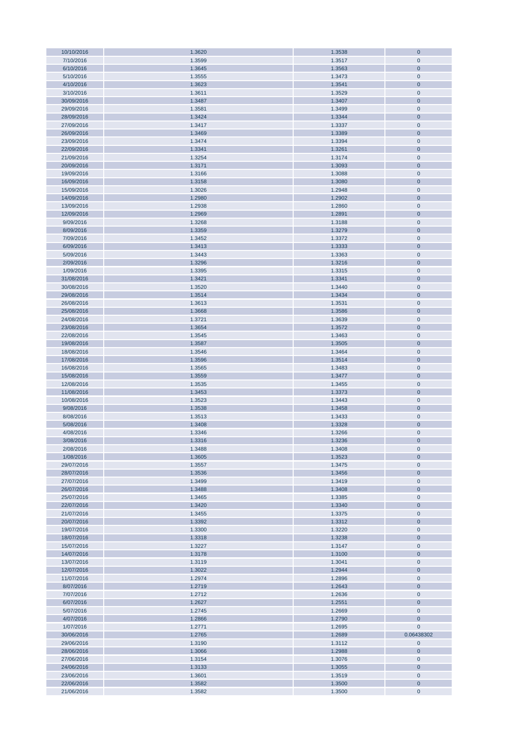| 10/10/2016 | 1.3620 | 1.3538 | 0 |
|---|---|---|---|
| 7/10/2016 | 1.3599 | 1.3517 | 0 |
| 6/10/2016 | 1.3645 | 1.3563 | 0 |
| 5/10/2016 | 1.3555 | 1.3473 | 0 |
| 4/10/2016 | 1.3623 | 1.3541 | 0 |
| 3/10/2016 | 1.3611 | 1.3529 | 0 |
| 30/09/2016 | 1.3487 | 1.3407 | 0 |
| 29/09/2016 | 1.3581 | 1.3499 | 0 |
| 28/09/2016 | 1.3424 | 1.3344 | 0 |
| 27/09/2016 | 1.3417 | 1.3337 | 0 |
| 26/09/2016 | 1.3469 | 1.3389 | 0 |
| 23/09/2016 | 1.3474 | 1.3394 | 0 |
| 22/09/2016 | 1.3341 | 1.3261 | 0 |
| 21/09/2016 | 1.3254 | 1.3174 | 0 |
| 20/09/2016 | 1.3171 | 1.3093 | 0 |
| 19/09/2016 | 1.3166 | 1.3088 | 0 |
| 16/09/2016 | 1.3158 | 1.3080 | 0 |
| 15/09/2016 | 1.3026 | 1.2948 | 0 |
| 14/09/2016 | 1.2980 | 1.2902 | 0 |
| 13/09/2016 | 1.2938 | 1.2860 | 0 |
| 12/09/2016 | 1.2969 | 1.2891 | 0 |
| 9/09/2016 | 1.3268 | 1.3188 | 0 |
| 8/09/2016 | 1.3359 | 1.3279 | 0 |
| 7/09/2016 | 1.3452 | 1.3372 | 0 |
| 6/09/2016 | 1.3413 | 1.3333 | 0 |
| 5/09/2016 | 1.3443 | 1.3363 | 0 |
| 2/09/2016 | 1.3296 | 1.3216 | 0 |
| 1/09/2016 | 1.3395 | 1.3315 | 0 |
| 31/08/2016 | 1.3421 | 1.3341 | 0 |
| 30/08/2016 | 1.3520 | 1.3440 | 0 |
| 29/08/2016 | 1.3514 | 1.3434 | 0 |
| 26/08/2016 | 1.3613 | 1.3531 | 0 |
| 25/08/2016 | 1.3668 | 1.3586 | 0 |
| 24/08/2016 | 1.3721 | 1.3639 | 0 |
| 23/08/2016 | 1.3654 | 1.3572 | 0 |
| 22/08/2016 | 1.3545 | 1.3463 | 0 |
| 19/08/2016 | 1.3587 | 1.3505 | 0 |
| 18/08/2016 | 1.3546 | 1.3464 | 0 |
| 17/08/2016 | 1.3596 | 1.3514 | 0 |
| 16/08/2016 | 1.3565 | 1.3483 | 0 |
| 15/08/2016 | 1.3559 | 1.3477 | 0 |
| 12/08/2016 | 1.3535 | 1.3455 | 0 |
| 11/08/2016 | 1.3453 | 1.3373 | 0 |
| 10/08/2016 | 1.3523 | 1.3443 | 0 |
| 9/08/2016 | 1.3538 | 1.3458 | 0 |
| 8/08/2016 | 1.3513 | 1.3433 | 0 |
| 5/08/2016 | 1.3408 | 1.3328 | 0 |
| 4/08/2016 | 1.3346 | 1.3266 | 0 |
| 3/08/2016 | 1.3316 | 1.3236 | 0 |
| 2/08/2016 | 1.3488 | 1.3408 | 0 |
| 1/08/2016 | 1.3605 | 1.3523 | 0 |
| 29/07/2016 | 1.3557 | 1.3475 | 0 |
| 28/07/2016 | 1.3536 | 1.3456 | 0 |
| 27/07/2016 | 1.3499 | 1.3419 | 0 |
| 26/07/2016 | 1.3488 | 1.3408 | 0 |
| 25/07/2016 | 1.3465 | 1.3385 | 0 |
| 22/07/2016 | 1.3420 | 1.3340 | 0 |
| 21/07/2016 | 1.3455 | 1.3375 | 0 |
| 20/07/2016 | 1.3392 | 1.3312 | 0 |
| 19/07/2016 | 1.3300 | 1.3220 | 0 |
| 18/07/2016 | 1.3318 | 1.3238 | 0 |
| 15/07/2016 | 1.3227 | 1.3147 | 0 |
| 14/07/2016 | 1.3178 | 1.3100 | 0 |
| 13/07/2016 | 1.3119 | 1.3041 | 0 |
| 12/07/2016 | 1.3022 | 1.2944 | 0 |
| 11/07/2016 | 1.2974 | 1.2896 | 0 |
| 8/07/2016 | 1.2719 | 1.2643 | 0 |
| 7/07/2016 | 1.2712 | 1.2636 | 0 |
| 6/07/2016 | 1.2627 | 1.2551 | 0 |
| 5/07/2016 | 1.2745 | 1.2669 | 0 |
| 4/07/2016 | 1.2866 | 1.2790 | 0 |
| 1/07/2016 | 1.2771 | 1.2695 | 0 |
| 30/06/2016 | 1.2765 | 1.2689 | 0.06438302 |
| 29/06/2016 | 1.3190 | 1.3112 | 0 |
| 28/06/2016 | 1.3066 | 1.2988 | 0 |
| 27/06/2016 | 1.3154 | 1.3076 | 0 |
| 24/06/2016 | 1.3133 | 1.3055 | 0 |
| 23/06/2016 | 1.3601 | 1.3519 | 0 |
| 22/06/2016 | 1.3582 | 1.3500 | 0 |
| 21/06/2016 | 1.3582 | 1.3500 | 0 |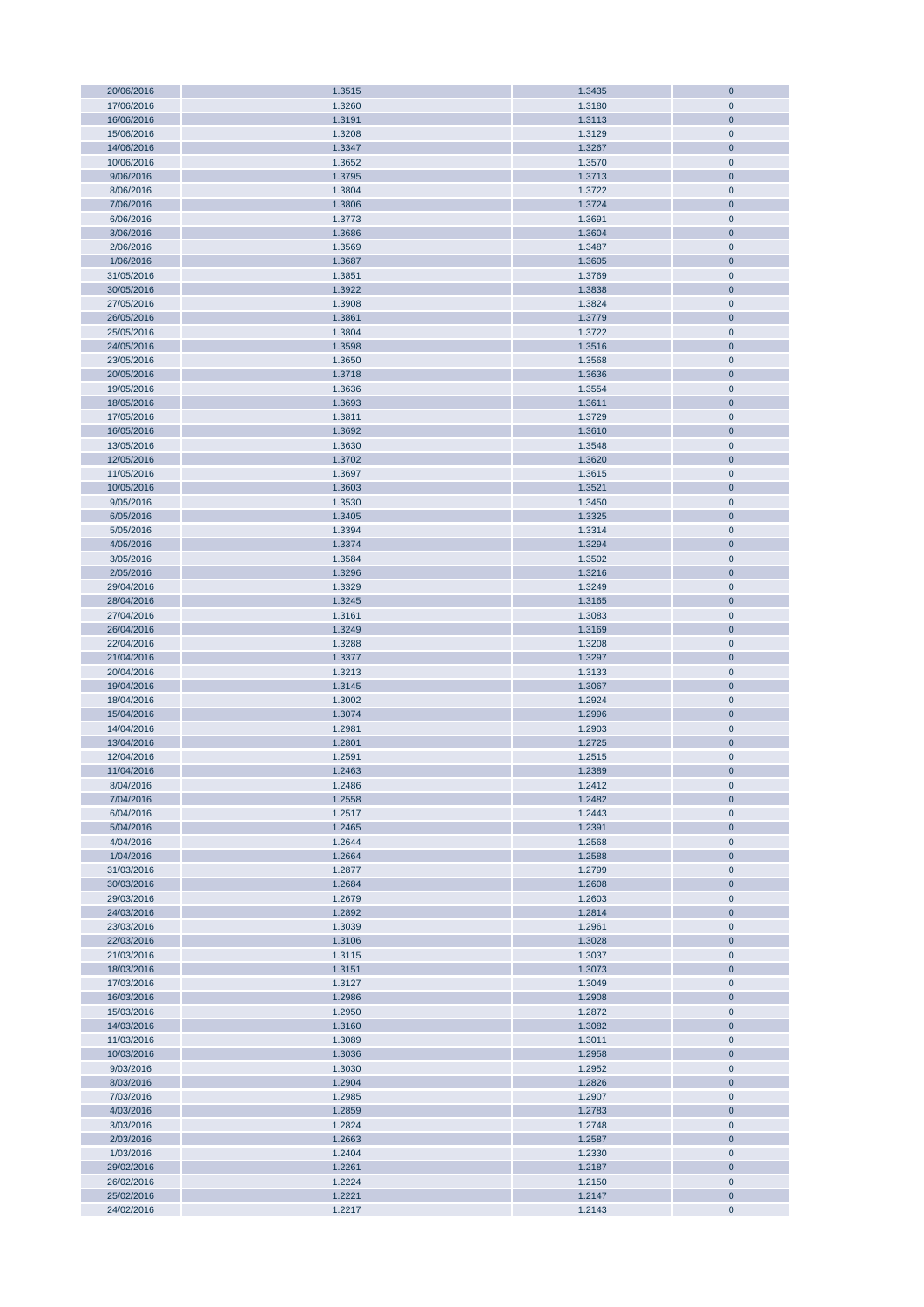| | | | |
|---|---|---|---|
| 20/06/2016 | 1.3515 | 1.3435 | 0 |
| 17/06/2016 | 1.3260 | 1.3180 | 0 |
| 16/06/2016 | 1.3191 | 1.3113 | 0 |
| 15/06/2016 | 1.3208 | 1.3129 | 0 |
| 14/06/2016 | 1.3347 | 1.3267 | 0 |
| 10/06/2016 | 1.3652 | 1.3570 | 0 |
| 9/06/2016 | 1.3795 | 1.3713 | 0 |
| 8/06/2016 | 1.3804 | 1.3722 | 0 |
| 7/06/2016 | 1.3806 | 1.3724 | 0 |
| 6/06/2016 | 1.3773 | 1.3691 | 0 |
| 3/06/2016 | 1.3686 | 1.3604 | 0 |
| 2/06/2016 | 1.3569 | 1.3487 | 0 |
| 1/06/2016 | 1.3687 | 1.3605 | 0 |
| 31/05/2016 | 1.3851 | 1.3769 | 0 |
| 30/05/2016 | 1.3922 | 1.3838 | 0 |
| 27/05/2016 | 1.3908 | 1.3824 | 0 |
| 26/05/2016 | 1.3861 | 1.3779 | 0 |
| 25/05/2016 | 1.3804 | 1.3722 | 0 |
| 24/05/2016 | 1.3598 | 1.3516 | 0 |
| 23/05/2016 | 1.3650 | 1.3568 | 0 |
| 20/05/2016 | 1.3718 | 1.3636 | 0 |
| 19/05/2016 | 1.3636 | 1.3554 | 0 |
| 18/05/2016 | 1.3693 | 1.3611 | 0 |
| 17/05/2016 | 1.3811 | 1.3729 | 0 |
| 16/05/2016 | 1.3692 | 1.3610 | 0 |
| 13/05/2016 | 1.3630 | 1.3548 | 0 |
| 12/05/2016 | 1.3702 | 1.3620 | 0 |
| 11/05/2016 | 1.3697 | 1.3615 | 0 |
| 10/05/2016 | 1.3603 | 1.3521 | 0 |
| 9/05/2016 | 1.3530 | 1.3450 | 0 |
| 6/05/2016 | 1.3405 | 1.3325 | 0 |
| 5/05/2016 | 1.3394 | 1.3314 | 0 |
| 4/05/2016 | 1.3374 | 1.3294 | 0 |
| 3/05/2016 | 1.3584 | 1.3502 | 0 |
| 2/05/2016 | 1.3296 | 1.3216 | 0 |
| 29/04/2016 | 1.3329 | 1.3249 | 0 |
| 28/04/2016 | 1.3245 | 1.3165 | 0 |
| 27/04/2016 | 1.3161 | 1.3083 | 0 |
| 26/04/2016 | 1.3249 | 1.3169 | 0 |
| 22/04/2016 | 1.3288 | 1.3208 | 0 |
| 21/04/2016 | 1.3377 | 1.3297 | 0 |
| 20/04/2016 | 1.3213 | 1.3133 | 0 |
| 19/04/2016 | 1.3145 | 1.3067 | 0 |
| 18/04/2016 | 1.3002 | 1.2924 | 0 |
| 15/04/2016 | 1.3074 | 1.2996 | 0 |
| 14/04/2016 | 1.2981 | 1.2903 | 0 |
| 13/04/2016 | 1.2801 | 1.2725 | 0 |
| 12/04/2016 | 1.2591 | 1.2515 | 0 |
| 11/04/2016 | 1.2463 | 1.2389 | 0 |
| 8/04/2016 | 1.2486 | 1.2412 | 0 |
| 7/04/2016 | 1.2558 | 1.2482 | 0 |
| 6/04/2016 | 1.2517 | 1.2443 | 0 |
| 5/04/2016 | 1.2465 | 1.2391 | 0 |
| 4/04/2016 | 1.2644 | 1.2568 | 0 |
| 1/04/2016 | 1.2664 | 1.2588 | 0 |
| 31/03/2016 | 1.2877 | 1.2799 | 0 |
| 30/03/2016 | 1.2684 | 1.2608 | 0 |
| 29/03/2016 | 1.2679 | 1.2603 | 0 |
| 24/03/2016 | 1.2892 | 1.2814 | 0 |
| 23/03/2016 | 1.3039 | 1.2961 | 0 |
| 22/03/2016 | 1.3106 | 1.3028 | 0 |
| 21/03/2016 | 1.3115 | 1.3037 | 0 |
| 18/03/2016 | 1.3151 | 1.3073 | 0 |
| 17/03/2016 | 1.3127 | 1.3049 | 0 |
| 16/03/2016 | 1.2986 | 1.2908 | 0 |
| 15/03/2016 | 1.2950 | 1.2872 | 0 |
| 14/03/2016 | 1.3160 | 1.3082 | 0 |
| 11/03/2016 | 1.3089 | 1.3011 | 0 |
| 10/03/2016 | 1.3036 | 1.2958 | 0 |
| 9/03/2016 | 1.3030 | 1.2952 | 0 |
| 8/03/2016 | 1.2904 | 1.2826 | 0 |
| 7/03/2016 | 1.2985 | 1.2907 | 0 |
| 4/03/2016 | 1.2859 | 1.2783 | 0 |
| 3/03/2016 | 1.2824 | 1.2748 | 0 |
| 2/03/2016 | 1.2663 | 1.2587 | 0 |
| 1/03/2016 | 1.2404 | 1.2330 | 0 |
| 29/02/2016 | 1.2261 | 1.2187 | 0 |
| 26/02/2016 | 1.2224 | 1.2150 | 0 |
| 25/02/2016 | 1.2221 | 1.2147 | 0 |
| 24/02/2016 | 1.2217 | 1.2143 | 0 |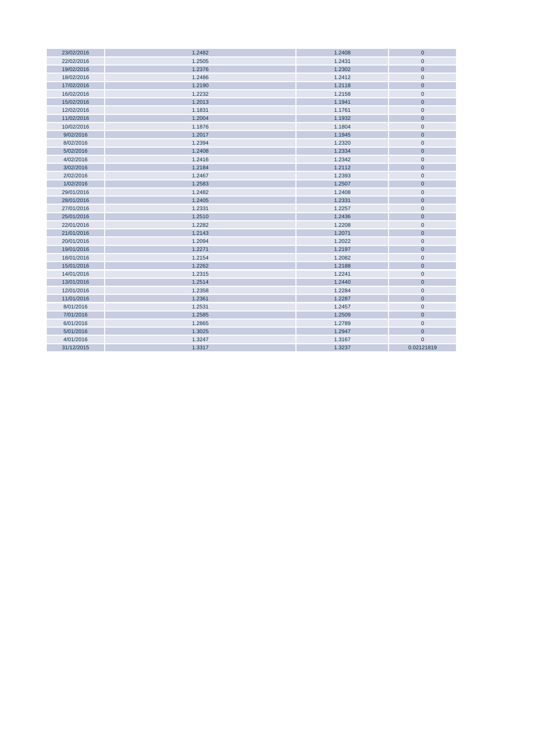| | | | |
|---|---|---|---|
| 23/02/2016 | 1.2482 | 1.2408 | 0 |
| 22/02/2016 | 1.2505 | 1.2431 | 0 |
| 19/02/2016 | 1.2376 | 1.2302 | 0 |
| 18/02/2016 | 1.2486 | 1.2412 | 0 |
| 17/02/2016 | 1.2190 | 1.2118 | 0 |
| 16/02/2016 | 1.2232 | 1.2158 | 0 |
| 15/02/2016 | 1.2013 | 1.1941 | 0 |
| 12/02/2016 | 1.1831 | 1.1761 | 0 |
| 11/02/2016 | 1.2004 | 1.1932 | 0 |
| 10/02/2016 | 1.1876 | 1.1804 | 0 |
| 9/02/2016 | 1.2017 | 1.1945 | 0 |
| 8/02/2016 | 1.2394 | 1.2320 | 0 |
| 5/02/2016 | 1.2408 | 1.2334 | 0 |
| 4/02/2016 | 1.2416 | 1.2342 | 0 |
| 3/02/2016 | 1.2184 | 1.2112 | 0 |
| 2/02/2016 | 1.2467 | 1.2393 | 0 |
| 1/02/2016 | 1.2583 | 1.2507 | 0 |
| 29/01/2016 | 1.2482 | 1.2408 | 0 |
| 28/01/2016 | 1.2405 | 1.2331 | 0 |
| 27/01/2016 | 1.2331 | 1.2257 | 0 |
| 25/01/2016 | 1.2510 | 1.2436 | 0 |
| 22/01/2016 | 1.2282 | 1.2208 | 0 |
| 21/01/2016 | 1.2143 | 1.2071 | 0 |
| 20/01/2016 | 1.2094 | 1.2022 | 0 |
| 19/01/2016 | 1.2271 | 1.2197 | 0 |
| 18/01/2016 | 1.2154 | 1.2082 | 0 |
| 15/01/2016 | 1.2262 | 1.2188 | 0 |
| 14/01/2016 | 1.2315 | 1.2241 | 0 |
| 13/01/2016 | 1.2514 | 1.2440 | 0 |
| 12/01/2016 | 1.2358 | 1.2284 | 0 |
| 11/01/2016 | 1.2361 | 1.2287 | 0 |
| 8/01/2016 | 1.2531 | 1.2457 | 0 |
| 7/01/2016 | 1.2585 | 1.2509 | 0 |
| 6/01/2016 | 1.2865 | 1.2789 | 0 |
| 5/01/2016 | 1.3025 | 1.2947 | 0 |
| 4/01/2016 | 1.3247 | 1.3167 | 0 |
| 31/12/2015 | 1.3317 | 1.3237 | 0.02121819 |